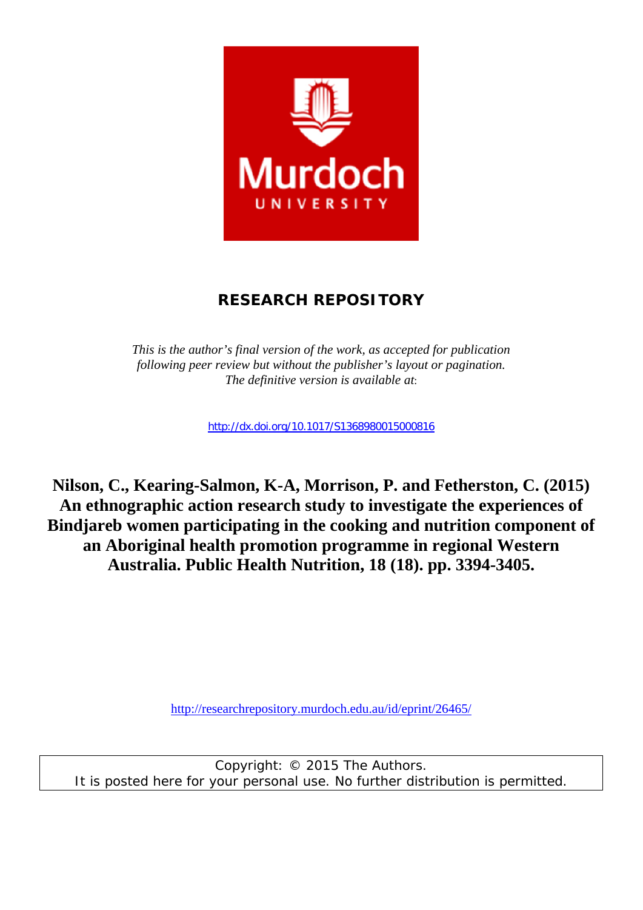Murdoch
UNIVERSITY

## RESEARCH REPOSITORY

*This is the author's final version of the work, as accepted for publication following peer review but without the publisher's layout or pagination. The definitive version is available at:*

http://dx.doi.org/10.1017/S1368980015000816

**Nilson, C., Kearing-Salmon, K-A, Morrison, P. and Fetherston, C. (2015) An ethnographic action research study to investigate the experiences of Bindjareb women participating in the cooking and nutrition component of an Aboriginal health promotion programme in regional Western Australia. Public Health Nutrition, 18 (18). pp. 3394-3405.**

http://researchrepository.murdoch.edu.au/id/eprint/26465/

Copyright: © 2015 The Authors.
It is posted here for your personal use. No further distribution is permitted.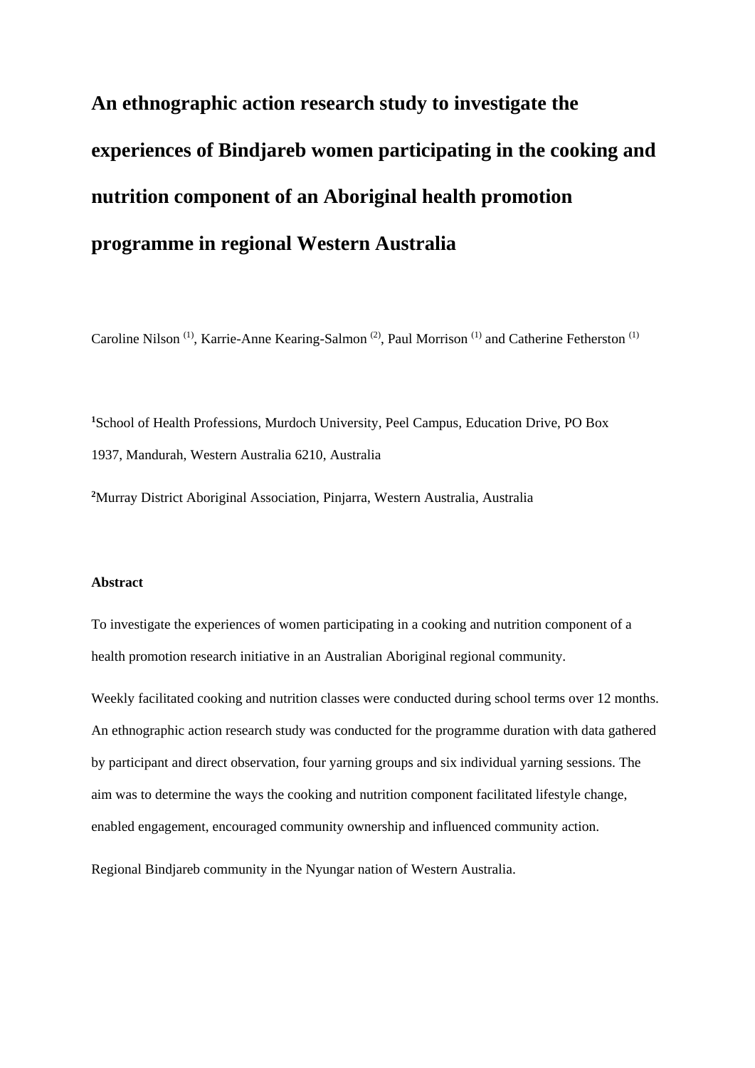# An ethnographic action research study to investigate the experiences of Bindjareb women participating in the cooking and nutrition component of an Aboriginal health promotion programme in regional Western Australia

Caroline Nilson [(1)], Karrie-Anne Kearing-Salmon [(2)], Paul Morrison [(1)] and Catherine Fetherston [(1)]

[1]School of Health Professions, Murdoch University, Peel Campus, Education Drive, PO Box 1937, Mandurah, Western Australia 6210, Australia

[2]Murray District Aboriginal Association, Pinjarra, Western Australia, Australia

**Abstract**

To investigate the experiences of women participating in a cooking and nutrition component of a health promotion research initiative in an Australian Aboriginal regional community.

Weekly facilitated cooking and nutrition classes were conducted during school terms over 12 months. An ethnographic action research study was conducted for the programme duration with data gathered by participant and direct observation, four yarning groups and six individual yarning sessions. The aim was to determine the ways the cooking and nutrition component facilitated lifestyle change, enabled engagement, encouraged community ownership and influenced community action.

Regional Bindjareb community in the Nyungar nation of Western Australia.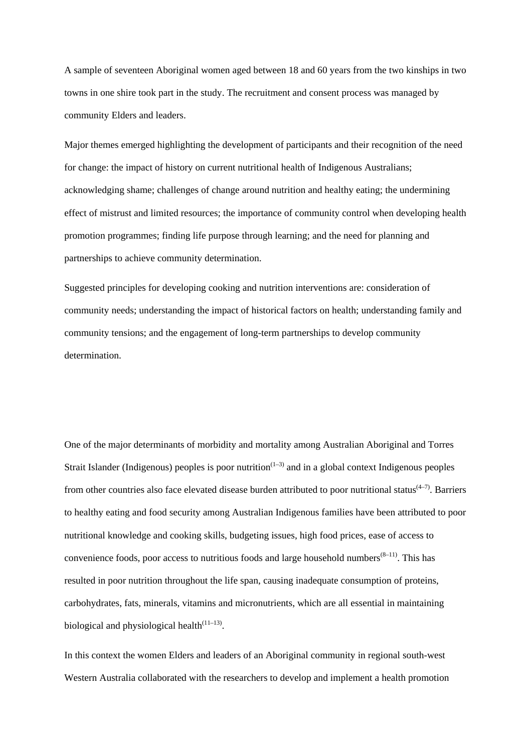A sample of seventeen Aboriginal women aged between 18 and 60 years from the two kinships in two towns in one shire took part in the study. The recruitment and consent process was managed by community Elders and leaders.

Major themes emerged highlighting the development of participants and their recognition of the need for change: the impact of history on current nutritional health of Indigenous Australians; acknowledging shame; challenges of change around nutrition and healthy eating; the undermining effect of mistrust and limited resources; the importance of community control when developing health promotion programmes; finding life purpose through learning; and the need for planning and partnerships to achieve community determination.

Suggested principles for developing cooking and nutrition interventions are: consideration of community needs; understanding the impact of historical factors on health; understanding family and community tensions; and the engagement of long-term partnerships to develop community determination.

One of the major determinants of morbidity and mortality among Australian Aboriginal and Torres Strait Islander (Indigenous) peoples is poor nutrition[1–3] and in a global context Indigenous peoples from other countries also face elevated disease burden attributed to poor nutritional status[4–7]. Barriers to healthy eating and food security among Australian Indigenous families have been attributed to poor nutritional knowledge and cooking skills, budgeting issues, high food prices, ease of access to convenience foods, poor access to nutritious foods and large household numbers[8–11]. This has resulted in poor nutrition throughout the life span, causing inadequate consumption of proteins, carbohydrates, fats, minerals, vitamins and micronutrients, which are all essential in maintaining biological and physiological health[11–13].

In this context the women Elders and leaders of an Aboriginal community in regional south-west Western Australia collaborated with the researchers to develop and implement a health promotion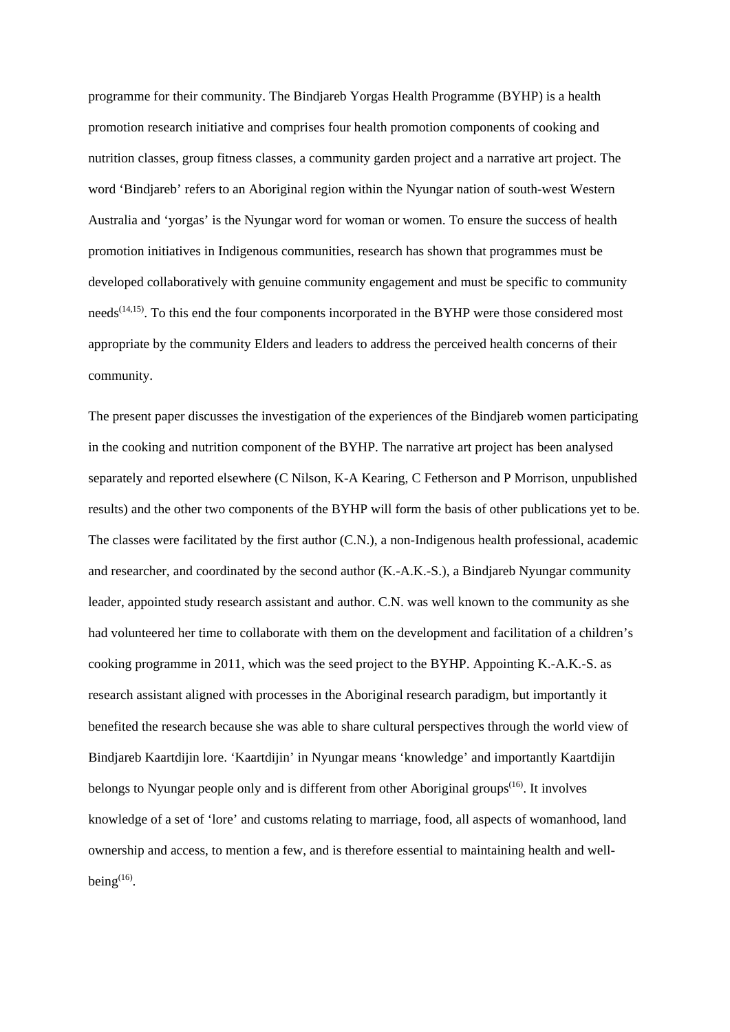programme for their community. The Bindjareb Yorgas Health Programme (BYHP) is a health promotion research initiative and comprises four health promotion components of cooking and nutrition classes, group fitness classes, a community garden project and a narrative art project. The word 'Bindjareb' refers to an Aboriginal region within the Nyungar nation of south-west Western Australia and 'yorgas' is the Nyungar word for woman or women. To ensure the success of health promotion initiatives in Indigenous communities, research has shown that programmes must be developed collaboratively with genuine community engagement and must be specific to community needs[14,15]. To this end the four components incorporated in the BYHP were those considered most appropriate by the community Elders and leaders to address the perceived health concerns of their community.

The present paper discusses the investigation of the experiences of the Bindjareb women participating in the cooking and nutrition component of the BYHP. The narrative art project has been analysed separately and reported elsewhere (C Nilson, K-A Kearing, C Fetherson and P Morrison, unpublished results) and the other two components of the BYHP will form the basis of other publications yet to be. The classes were facilitated by the first author (C.N.), a non-Indigenous health professional, academic and researcher, and coordinated by the second author (K.-A.K.-S.), a Bindjareb Nyungar community leader, appointed study research assistant and author. C.N. was well known to the community as she had volunteered her time to collaborate with them on the development and facilitation of a children's cooking programme in 2011, which was the seed project to the BYHP. Appointing K.-A.K.-S. as research assistant aligned with processes in the Aboriginal research paradigm, but importantly it benefited the research because she was able to share cultural perspectives through the world view of Bindjareb Kaartdijin lore. 'Kaartdijin' in Nyungar means 'knowledge' and importantly Kaartdijin belongs to Nyungar people only and is different from other Aboriginal groups[16]. It involves knowledge of a set of 'lore' and customs relating to marriage, food, all aspects of womanhood, land ownership and access, to mention a few, and is therefore essential to maintaining health and well-being[16].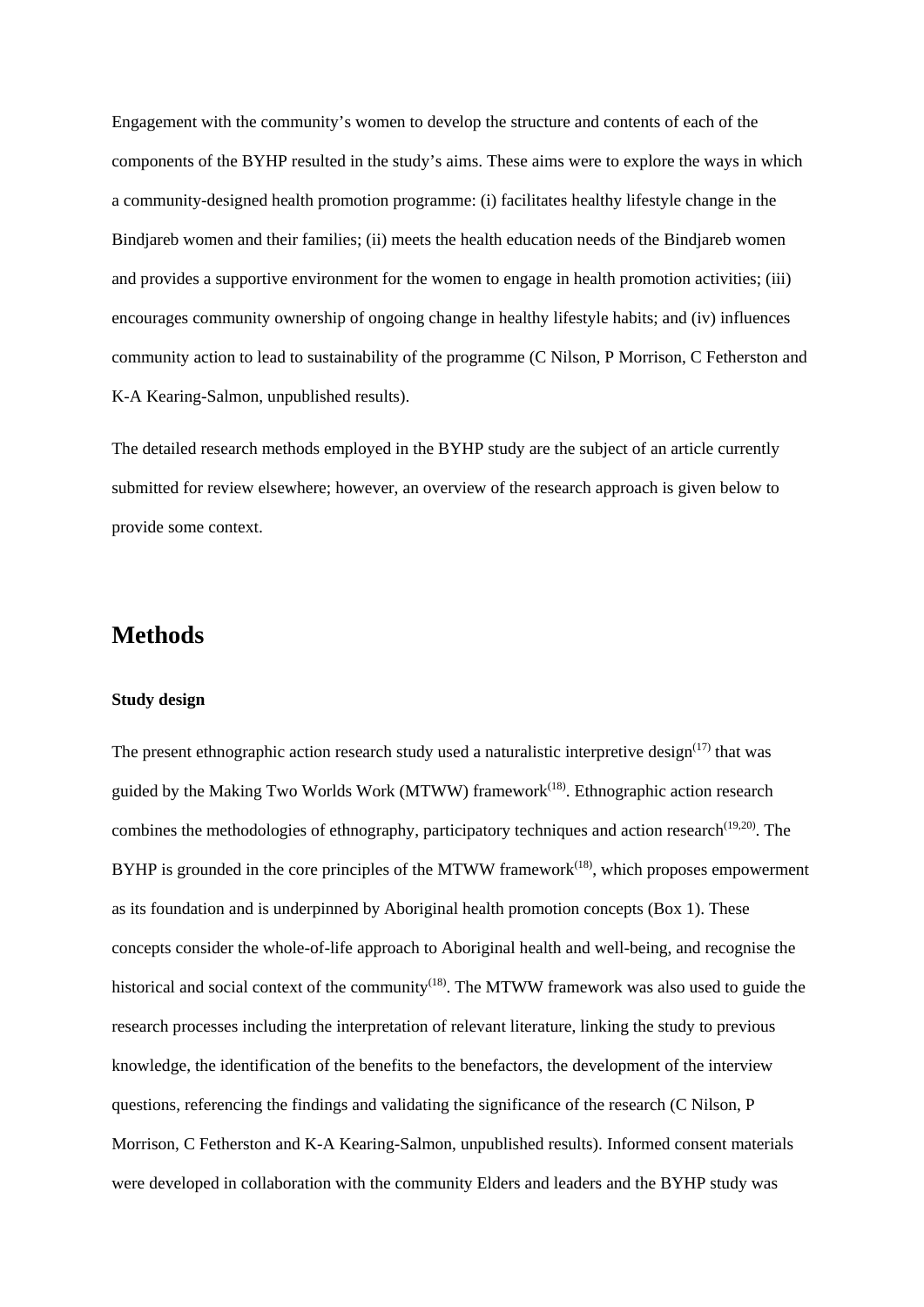Engagement with the community's women to develop the structure and contents of each of the components of the BYHP resulted in the study's aims. These aims were to explore the ways in which a community-designed health promotion programme: (i) facilitates healthy lifestyle change in the Bindjareb women and their families; (ii) meets the health education needs of the Bindjareb women and provides a supportive environment for the women to engage in health promotion activities; (iii) encourages community ownership of ongoing change in healthy lifestyle habits; and (iv) influences community action to lead to sustainability of the programme (C Nilson, P Morrison, C Fetherston and K-A Kearing-Salmon, unpublished results).

The detailed research methods employed in the BYHP study are the subject of an article currently submitted for review elsewhere; however, an overview of the research approach is given below to provide some context.

## Methods

### Study design

The present ethnographic action research study used a naturalistic interpretive design[17] that was guided by the Making Two Worlds Work (MTWW) framework[18]. Ethnographic action research combines the methodologies of ethnography, participatory techniques and action research[19,20]. The BYHP is grounded in the core principles of the MTWW framework[18], which proposes empowerment as its foundation and is underpinned by Aboriginal health promotion concepts (Box 1). These concepts consider the whole-of-life approach to Aboriginal health and well-being, and recognise the historical and social context of the community[18]. The MTWW framework was also used to guide the research processes including the interpretation of relevant literature, linking the study to previous knowledge, the identification of the benefits to the benefactors, the development of the interview questions, referencing the findings and validating the significance of the research (C Nilson, P Morrison, C Fetherston and K-A Kearing-Salmon, unpublished results). Informed consent materials were developed in collaboration with the community Elders and leaders and the BYHP study was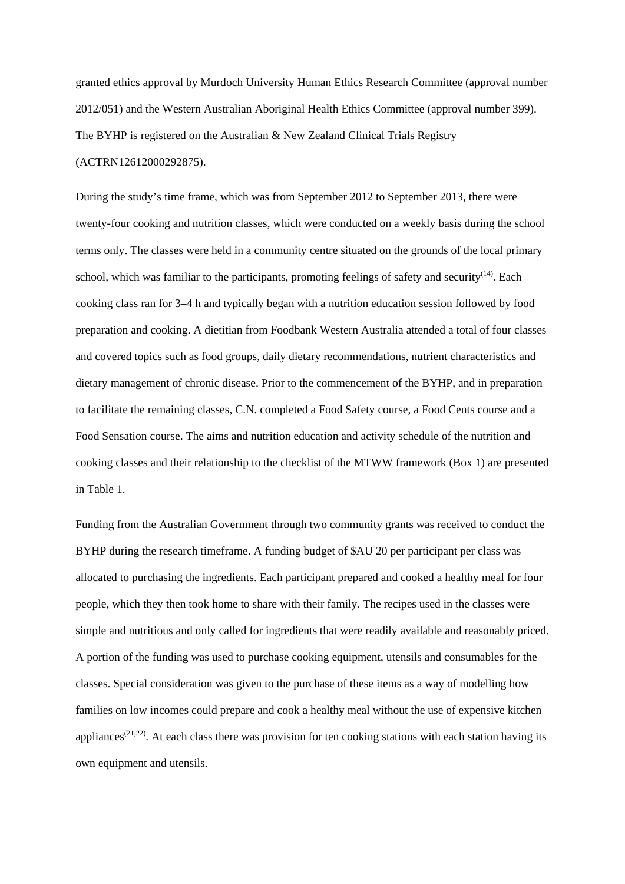granted ethics approval by Murdoch University Human Ethics Research Committee (approval number 2012/051) and the Western Australian Aboriginal Health Ethics Committee (approval number 399). The BYHP is registered on the Australian & New Zealand Clinical Trials Registry (ACTRN12612000292875).

During the study's time frame, which was from September 2012 to September 2013, there were twenty-four cooking and nutrition classes, which were conducted on a weekly basis during the school terms only. The classes were held in a community centre situated on the grounds of the local primary school, which was familiar to the participants, promoting feelings of safety and security[14]. Each cooking class ran for 3–4 h and typically began with a nutrition education session followed by food preparation and cooking. A dietitian from Foodbank Western Australia attended a total of four classes and covered topics such as food groups, daily dietary recommendations, nutrient characteristics and dietary management of chronic disease. Prior to the commencement of the BYHP, and in preparation to facilitate the remaining classes, C.N. completed a Food Safety course, a Food Cents course and a Food Sensation course. The aims and nutrition education and activity schedule of the nutrition and cooking classes and their relationship to the checklist of the MTWW framework (Box 1) are presented in Table 1.

Funding from the Australian Government through two community grants was received to conduct the BYHP during the research timeframe. A funding budget of $AU 20 per participant per class was allocated to purchasing the ingredients. Each participant prepared and cooked a healthy meal for four people, which they then took home to share with their family. The recipes used in the classes were simple and nutritious and only called for ingredients that were readily available and reasonably priced. A portion of the funding was used to purchase cooking equipment, utensils and consumables for the classes. Special consideration was given to the purchase of these items as a way of modelling how families on low incomes could prepare and cook a healthy meal without the use of expensive kitchen appliances[21,22]. At each class there was provision for ten cooking stations with each station having its own equipment and utensils.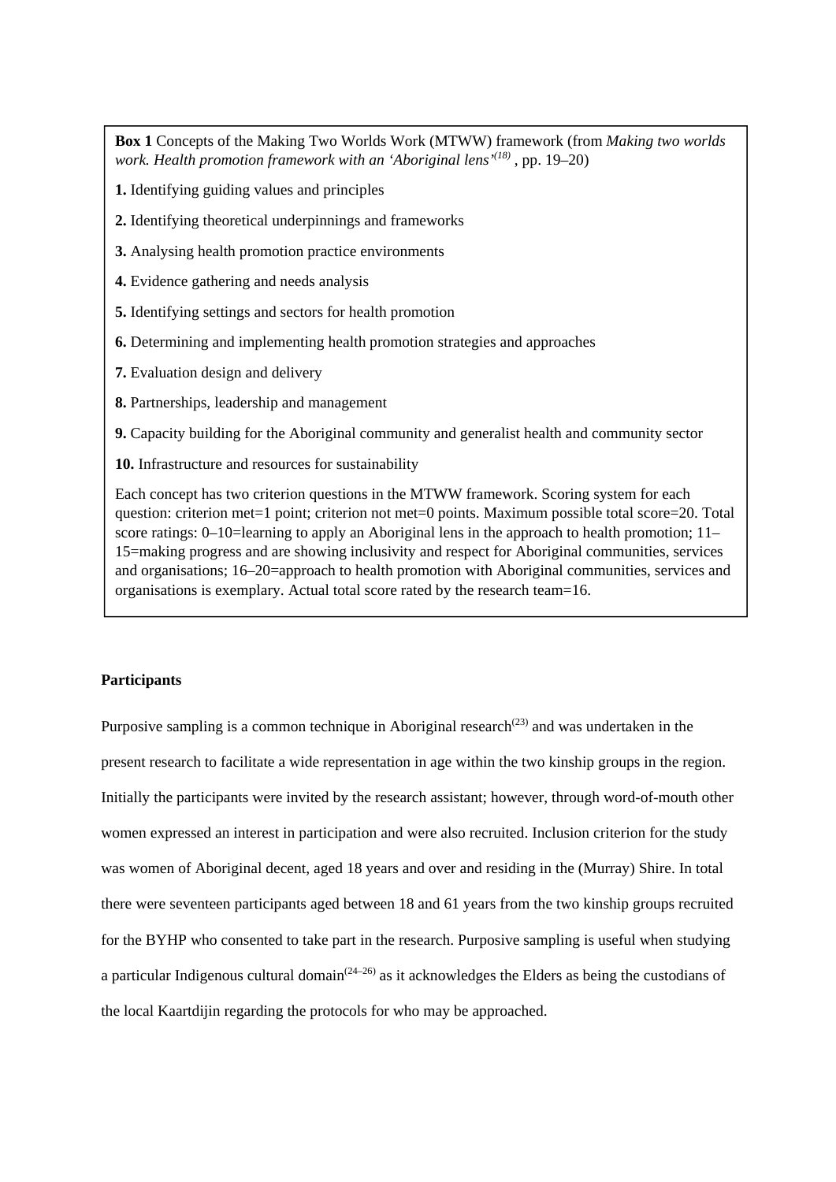**Box 1** Concepts of the Making Two Worlds Work (MTWW) framework (from *Making two worlds work. Health promotion framework with an 'Aboriginal lens'*[18], pp. 19–20)

**1.** Identifying guiding values and principles

**2.** Identifying theoretical underpinnings and frameworks

**3.** Analysing health promotion practice environments

**4.** Evidence gathering and needs analysis

**5.** Identifying settings and sectors for health promotion

**6.** Determining and implementing health promotion strategies and approaches

**7.** Evaluation design and delivery

**8.** Partnerships, leadership and management

**9.** Capacity building for the Aboriginal community and generalist health and community sector

**10.** Infrastructure and resources for sustainability

Each concept has two criterion questions in the MTWW framework. Scoring system for each question: criterion met=1 point; criterion not met=0 points. Maximum possible total score=20. Total score ratings: 0–10=learning to apply an Aboriginal lens in the approach to health promotion; 11–15=making progress and are showing inclusivity and respect for Aboriginal communities, services and organisations; 16–20=approach to health promotion with Aboriginal communities, services and organisations is exemplary. Actual total score rated by the research team=16.

**Participants**

Purposive sampling is a common technique in Aboriginal research[23] and was undertaken in the present research to facilitate a wide representation in age within the two kinship groups in the region. Initially the participants were invited by the research assistant; however, through word-of-mouth other women expressed an interest in participation and were also recruited. Inclusion criterion for the study was women of Aboriginal decent, aged 18 years and over and residing in the (Murray) Shire. In total there were seventeen participants aged between 18 and 61 years from the two kinship groups recruited for the BYHP who consented to take part in the research. Purposive sampling is useful when studying a particular Indigenous cultural domain[24–26] as it acknowledges the Elders as being the custodians of the local Kaartdijin regarding the protocols for who may be approached.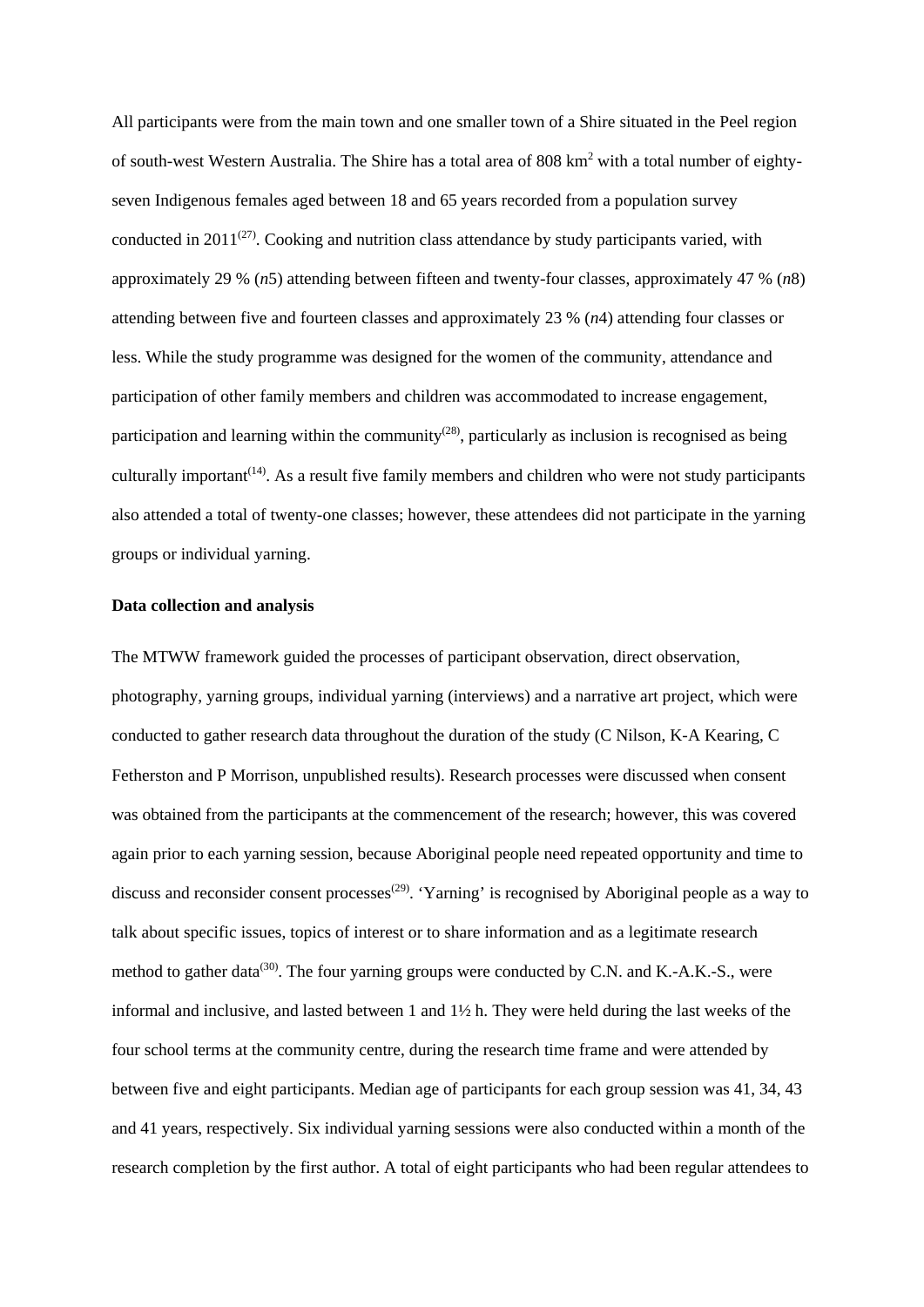All participants were from the main town and one smaller town of a Shire situated in the Peel region of south-west Western Australia. The Shire has a total area of 808 $km^2$ with a total number of eighty-seven Indigenous females aged between 18 and 65 years recorded from a population survey conducted in 2011[27]. Cooking and nutrition class attendance by study participants varied, with approximately 29 % (*n*5) attending between fifteen and twenty-four classes, approximately 47 % (*n*8) attending between five and fourteen classes and approximately 23 % (*n*4) attending four classes or less. While the study programme was designed for the women of the community, attendance and participation of other family members and children was accommodated to increase engagement, participation and learning within the community[28], particularly as inclusion is recognised as being culturally important[14]. As a result five family members and children who were not study participants also attended a total of twenty-one classes; however, these attendees did not participate in the yarning groups or individual yarning.

**Data collection and analysis**

The MTWW framework guided the processes of participant observation, direct observation, photography, yarning groups, individual yarning (interviews) and a narrative art project, which were conducted to gather research data throughout the duration of the study (C Nilson, K-A Kearing, C Fetherston and P Morrison, unpublished results). Research processes were discussed when consent was obtained from the participants at the commencement of the research; however, this was covered again prior to each yarning session, because Aboriginal people need repeated opportunity and time to discuss and reconsider consent processes[29]. 'Yarning' is recognised by Aboriginal people as a way to talk about specific issues, topics of interest or to share information and as a legitimate research method to gather data[30]. The four yarning groups were conducted by C.N. and K.-A.K.-S., were informal and inclusive, and lasted between 1 and 1½ h. They were held during the last weeks of the four school terms at the community centre, during the research time frame and were attended by between five and eight participants. Median age of participants for each group session was 41, 34, 43 and 41 years, respectively. Six individual yarning sessions were also conducted within a month of the research completion by the first author. A total of eight participants who had been regular attendees to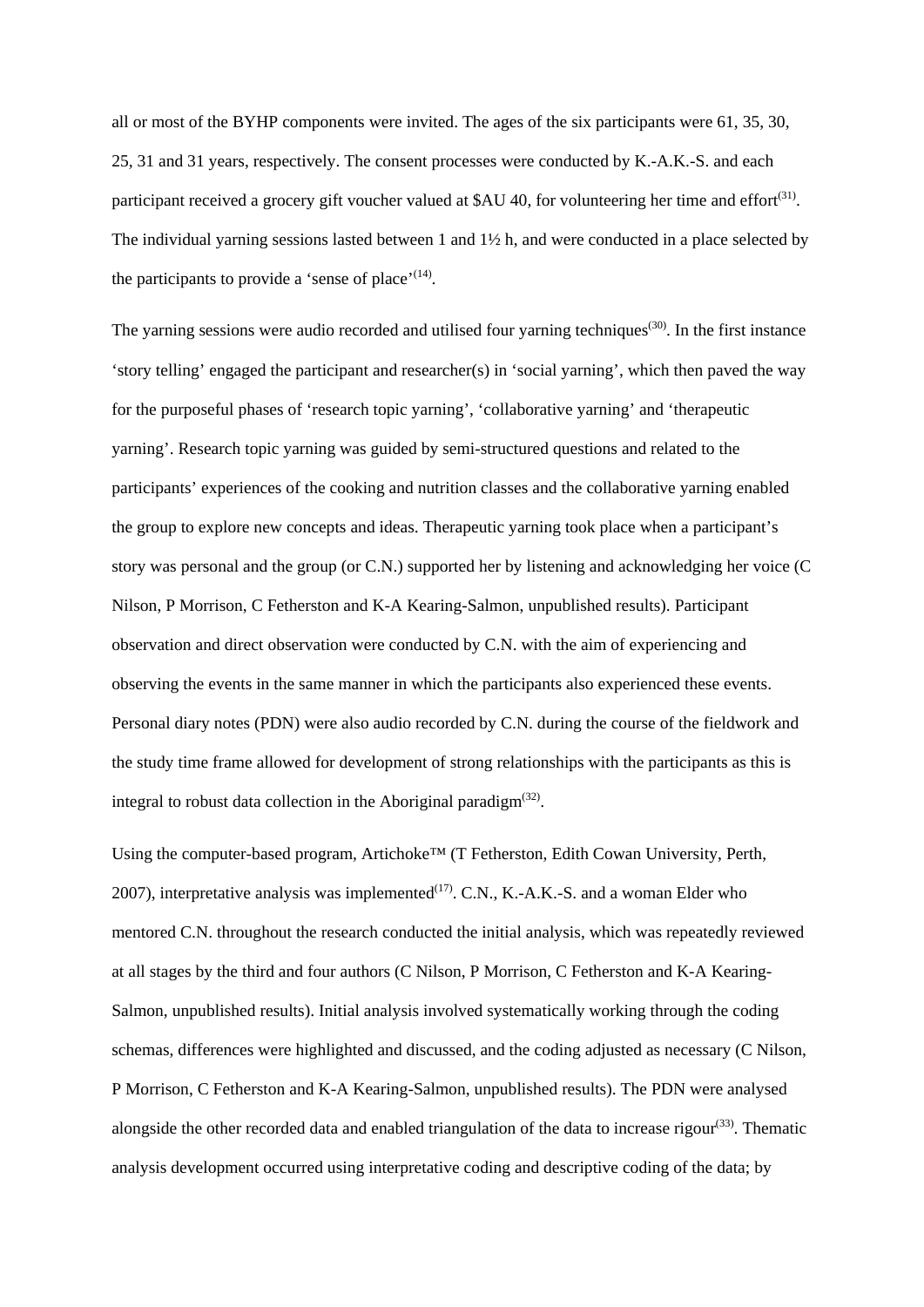all or most of the BYHP components were invited. The ages of the six participants were 61, 35, 30, 25, 31 and 31 years, respectively. The consent processes were conducted by K.-A.K.-S. and each participant received a grocery gift voucher valued at $AU 40, for volunteering her time and effort[31]. The individual yarning sessions lasted between 1 and 1½ h, and were conducted in a place selected by the participants to provide a 'sense of place'[14].

The yarning sessions were audio recorded and utilised four yarning techniques[30]. In the first instance 'story telling' engaged the participant and researcher(s) in 'social yarning', which then paved the way for the purposeful phases of 'research topic yarning', 'collaborative yarning' and 'therapeutic yarning'. Research topic yarning was guided by semi-structured questions and related to the participants' experiences of the cooking and nutrition classes and the collaborative yarning enabled the group to explore new concepts and ideas. Therapeutic yarning took place when a participant's story was personal and the group (or C.N.) supported her by listening and acknowledging her voice (C Nilson, P Morrison, C Fetherston and K-A Kearing-Salmon, unpublished results). Participant observation and direct observation were conducted by C.N. with the aim of experiencing and observing the events in the same manner in which the participants also experienced these events. Personal diary notes (PDN) were also audio recorded by C.N. during the course of the fieldwork and the study time frame allowed for development of strong relationships with the participants as this is integral to robust data collection in the Aboriginal paradigm[32].

Using the computer-based program, Artichoke™ (T Fetherston, Edith Cowan University, Perth, 2007), interpretative analysis was implemented[17]. C.N., K.-A.K.-S. and a woman Elder who mentored C.N. throughout the research conducted the initial analysis, which was repeatedly reviewed at all stages by the third and four authors (C Nilson, P Morrison, C Fetherston and K-A Kearing-Salmon, unpublished results). Initial analysis involved systematically working through the coding schemas, differences were highlighted and discussed, and the coding adjusted as necessary (C Nilson, P Morrison, C Fetherston and K-A Kearing-Salmon, unpublished results). The PDN were analysed alongside the other recorded data and enabled triangulation of the data to increase rigour[33]. Thematic analysis development occurred using interpretative coding and descriptive coding of the data; by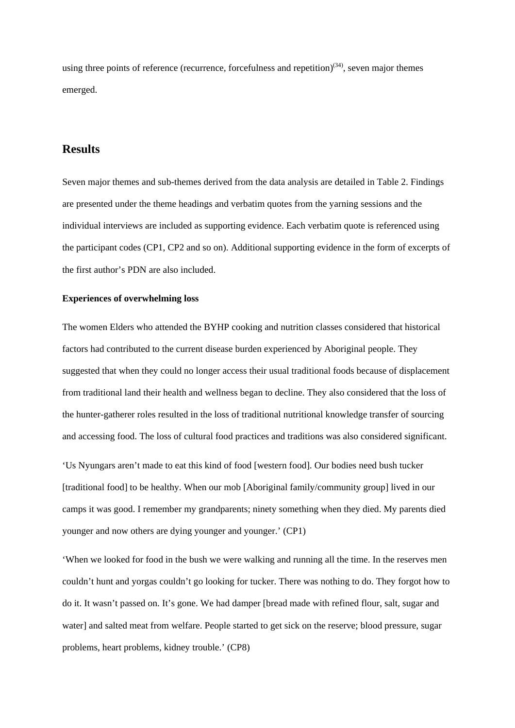using three points of reference (recurrence, forcefulness and repetition)[34], seven major themes emerged.

## Results

Seven major themes and sub-themes derived from the data analysis are detailed in Table 2. Findings are presented under the theme headings and verbatim quotes from the yarning sessions and the individual interviews are included as supporting evidence. Each verbatim quote is referenced using the participant codes (CP1, CP2 and so on). Additional supporting evidence in the form of excerpts of the first author's PDN are also included.

**Experiences of overwhelming loss**

The women Elders who attended the BYHP cooking and nutrition classes considered that historical factors had contributed to the current disease burden experienced by Aboriginal people. They suggested that when they could no longer access their usual traditional foods because of displacement from traditional land their health and wellness began to decline. They also considered that the loss of the hunter-gatherer roles resulted in the loss of traditional nutritional knowledge transfer of sourcing and accessing food. The loss of cultural food practices and traditions was also considered significant.

'Us Nyungars aren't made to eat this kind of food [western food]. Our bodies need bush tucker [traditional food] to be healthy. When our mob [Aboriginal family/community group] lived in our camps it was good. I remember my grandparents; ninety something when they died. My parents died younger and now others are dying younger and younger.' (CP1)

'When we looked for food in the bush we were walking and running all the time. In the reserves men couldn't hunt and yorgas couldn't go looking for tucker. There was nothing to do. They forgot how to do it. It wasn't passed on. It's gone. We had damper [bread made with refined flour, salt, sugar and water] and salted meat from welfare. People started to get sick on the reserve; blood pressure, sugar problems, heart problems, kidney trouble.' (CP8)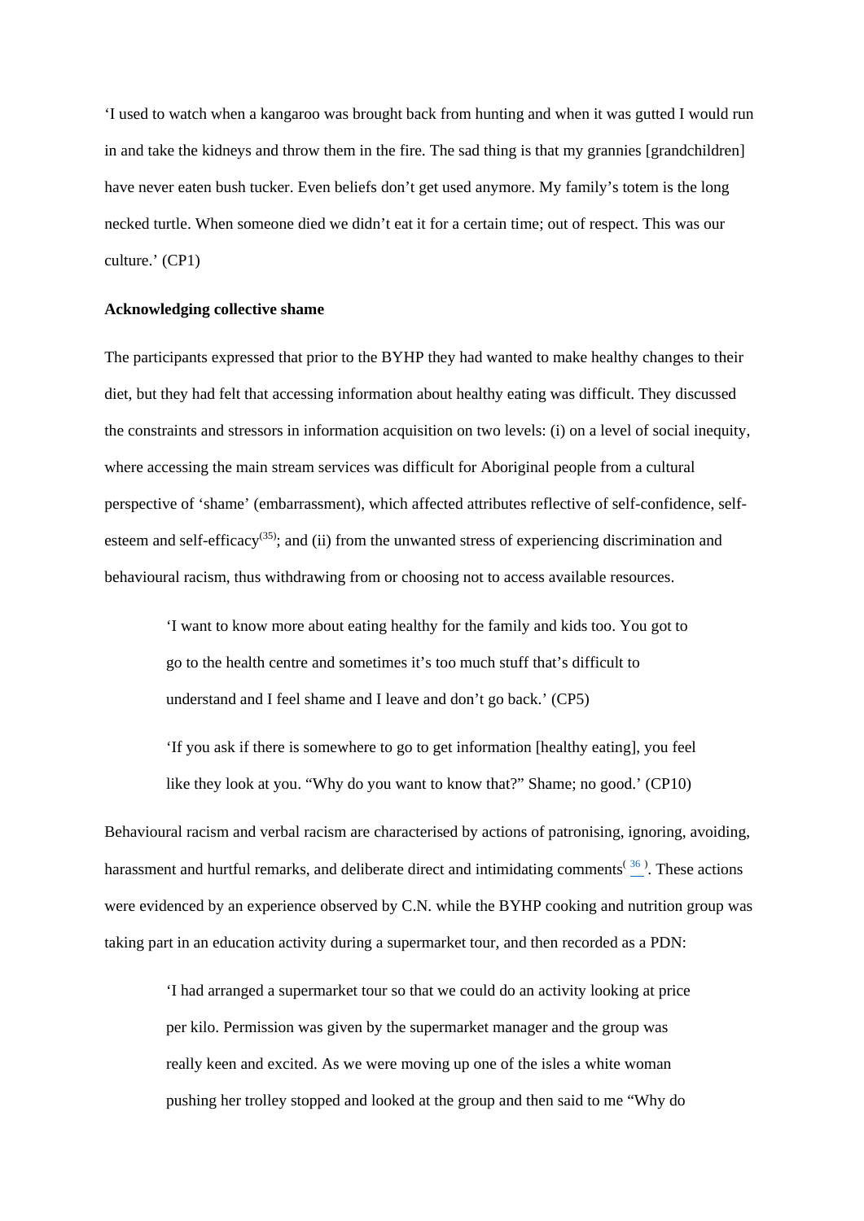'I used to watch when a kangaroo was brought back from hunting and when it was gutted I would run in and take the kidneys and throw them in the fire. The sad thing is that my grannies [grandchildren] have never eaten bush tucker. Even beliefs don't get used anymore. My family's totem is the long necked turtle. When someone died we didn't eat it for a certain time; out of respect. This was our culture.' (CP1)

**Acknowledging collective shame**

The participants expressed that prior to the BYHP they had wanted to make healthy changes to their diet, but they had felt that accessing information about healthy eating was difficult. They discussed the constraints and stressors in information acquisition on two levels: (i) on a level of social inequity, where accessing the main stream services was difficult for Aboriginal people from a cultural perspective of 'shame' (embarrassment), which affected attributes reflective of self-confidence, self-esteem and self-efficacy[(35)]; and (ii) from the unwanted stress of experiencing discrimination and behavioural racism, thus withdrawing from or choosing not to access available resources.

> 'I want to know more about eating healthy for the family and kids too. You got to go to the health centre and sometimes it's too much stuff that's difficult to understand and I feel shame and I leave and don't go back.' (CP5)

> 'If you ask if there is somewhere to go to get information [healthy eating], you feel like they look at you. "Why do you want to know that?" Shame; no good.' (CP10)

Behavioural racism and verbal racism are characterised by actions of patronising, ignoring, avoiding, harassment and hurtful remarks, and deliberate direct and intimidating comments[(36)]. These actions were evidenced by an experience observed by C.N. while the BYHP cooking and nutrition group was taking part in an education activity during a supermarket tour, and then recorded as a PDN:

> 'I had arranged a supermarket tour so that we could do an activity looking at price per kilo. Permission was given by the supermarket manager and the group was really keen and excited. As we were moving up one of the isles a white woman pushing her trolley stopped and looked at the group and then said to me "Why do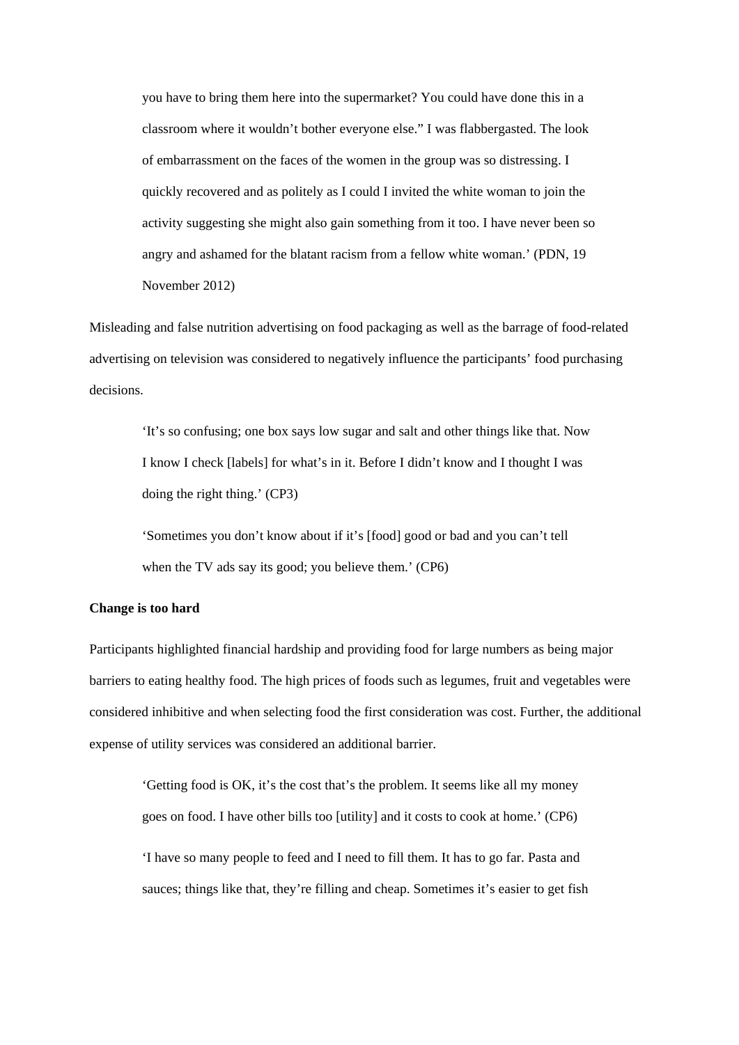> you have to bring them here into the supermarket? You could have done this in a classroom where it wouldn't bother everyone else." I was flabbergasted. The look of embarrassment on the faces of the women in the group was so distressing. I quickly recovered and as politely as I could I invited the white woman to join the activity suggesting she might also gain something from it too. I have never been so angry and ashamed for the blatant racism from a fellow white woman.' (PDN, 19 November 2012)

Misleading and false nutrition advertising on food packaging as well as the barrage of food-related advertising on television was considered to negatively influence the participants' food purchasing decisions.

> 'It's so confusing; one box says low sugar and salt and other things like that. Now I know I check [labels] for what's in it. Before I didn't know and I thought I was doing the right thing.' (CP3)

> 'Sometimes you don't know about if it's [food] good or bad and you can't tell when the TV ads say its good; you believe them.' (CP6)

**Change is too hard**

Participants highlighted financial hardship and providing food for large numbers as being major barriers to eating healthy food. The high prices of foods such as legumes, fruit and vegetables were considered inhibitive and when selecting food the first consideration was cost. Further, the additional expense of utility services was considered an additional barrier.

> 'Getting food is OK, it's the cost that's the problem. It seems like all my money goes on food. I have other bills too [utility] and it costs to cook at home.' (CP6)

> 'I have so many people to feed and I need to fill them. It has to go far. Pasta and sauces; things like that, they're filling and cheap. Sometimes it's easier to get fish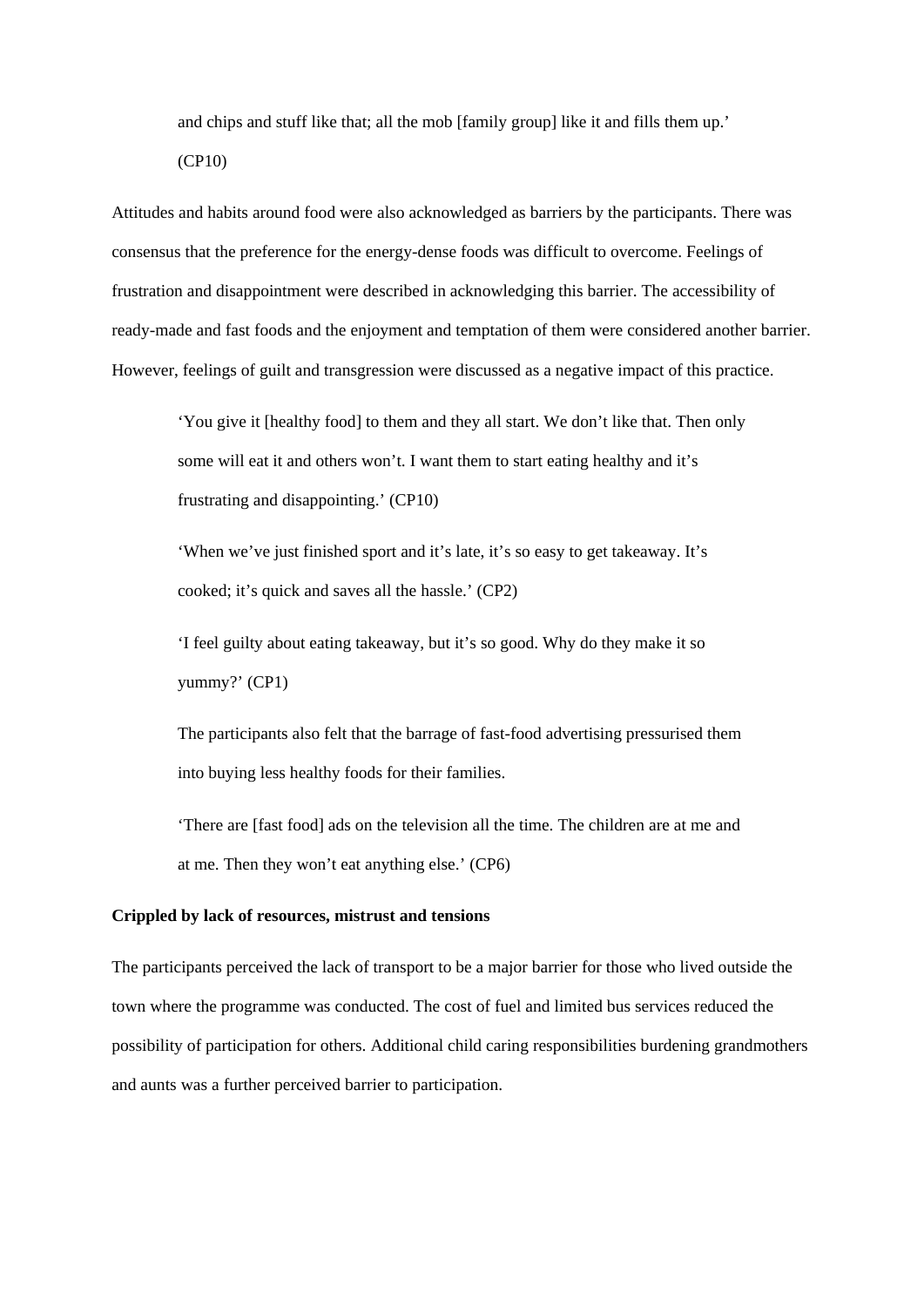> and chips and stuff like that; all the mob [family group] like it and fills them up.' (CP10)

Attitudes and habits around food were also acknowledged as barriers by the participants. There was consensus that the preference for the energy-dense foods was difficult to overcome. Feelings of frustration and disappointment were described in acknowledging this barrier. The accessibility of ready-made and fast foods and the enjoyment and temptation of them were considered another barrier. However, feelings of guilt and transgression were discussed as a negative impact of this practice.

> 'You give it [healthy food] to them and they all start. We don't like that. Then only some will eat it and others won't. I want them to start eating healthy and it's frustrating and disappointing.' (CP10)

> 'When we've just finished sport and it's late, it's so easy to get takeaway. It's cooked; it's quick and saves all the hassle.' (CP2)

> 'I feel guilty about eating takeaway, but it's so good. Why do they make it so yummy?' (CP1)

> The participants also felt that the barrage of fast-food advertising pressurised them into buying less healthy foods for their families.

> 'There are [fast food] ads on the television all the time. The children are at me and at me. Then they won't eat anything else.' (CP6)

**Crippled by lack of resources, mistrust and tensions**

The participants perceived the lack of transport to be a major barrier for those who lived outside the town where the programme was conducted. The cost of fuel and limited bus services reduced the possibility of participation for others. Additional child caring responsibilities burdening grandmothers and aunts was a further perceived barrier to participation.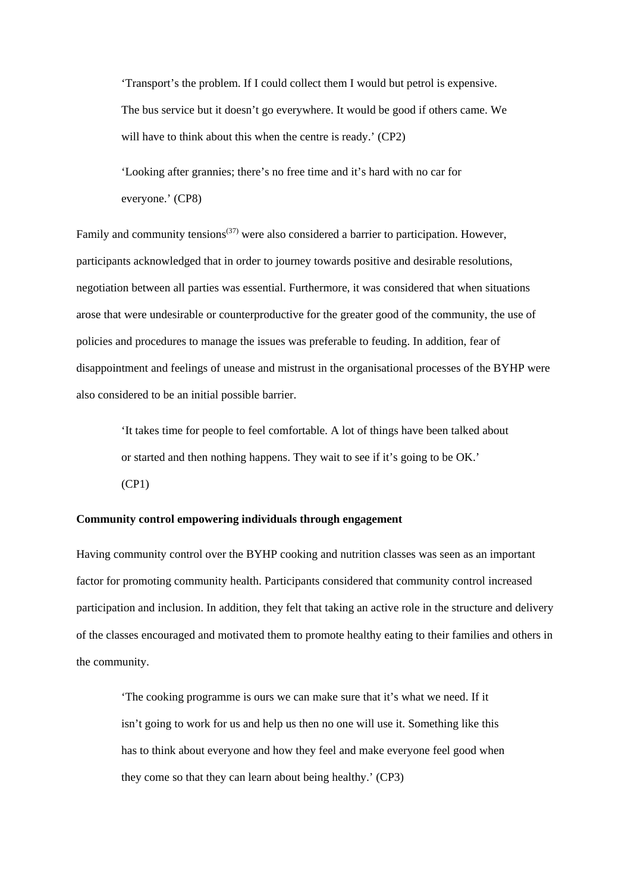> 'Transport's the problem. If I could collect them I would but petrol is expensive. The bus service but it doesn't go everywhere. It would be good if others came. We will have to think about this when the centre is ready.' (CP2)

> 'Looking after grannies; there's no free time and it's hard with no car for everyone.' (CP8)

Family and community tensions[37] were also considered a barrier to participation. However, participants acknowledged that in order to journey towards positive and desirable resolutions, negotiation between all parties was essential. Furthermore, it was considered that when situations arose that were undesirable or counterproductive for the greater good of the community, the use of policies and procedures to manage the issues was preferable to feuding. In addition, fear of disappointment and feelings of unease and mistrust in the organisational processes of the BYHP were also considered to be an initial possible barrier.

> 'It takes time for people to feel comfortable. A lot of things have been talked about or started and then nothing happens. They wait to see if it's going to be OK.' (CP1)

**Community control empowering individuals through engagement**

Having community control over the BYHP cooking and nutrition classes was seen as an important factor for promoting community health. Participants considered that community control increased participation and inclusion. In addition, they felt that taking an active role in the structure and delivery of the classes encouraged and motivated them to promote healthy eating to their families and others in the community.

> 'The cooking programme is ours we can make sure that it's what we need. If it isn't going to work for us and help us then no one will use it. Something like this has to think about everyone and how they feel and make everyone feel good when they come so that they can learn about being healthy.' (CP3)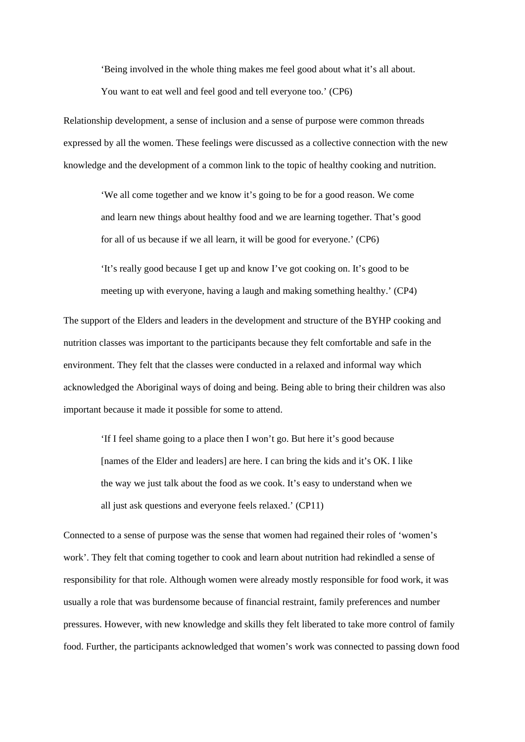> 'Being involved in the whole thing makes me feel good about what it's all about. You want to eat well and feel good and tell everyone too.' (CP6)

Relationship development, a sense of inclusion and a sense of purpose were common threads expressed by all the women. These feelings were discussed as a collective connection with the new knowledge and the development of a common link to the topic of healthy cooking and nutrition.

> 'We all come together and we know it's going to be for a good reason. We come and learn new things about healthy food and we are learning together. That's good for all of us because if we all learn, it will be good for everyone.' (CP6)

> 'It's really good because I get up and know I've got cooking on. It's good to be meeting up with everyone, having a laugh and making something healthy.' (CP4)

The support of the Elders and leaders in the development and structure of the BYHP cooking and nutrition classes was important to the participants because they felt comfortable and safe in the environment. They felt that the classes were conducted in a relaxed and informal way which acknowledged the Aboriginal ways of doing and being. Being able to bring their children was also important because it made it possible for some to attend.

> 'If I feel shame going to a place then I won't go. But here it's good because [names of the Elder and leaders] are here. I can bring the kids and it's OK. I like the way we just talk about the food as we cook. It's easy to understand when we all just ask questions and everyone feels relaxed.' (CP11)

Connected to a sense of purpose was the sense that women had regained their roles of 'women's work'. They felt that coming together to cook and learn about nutrition had rekindled a sense of responsibility for that role. Although women were already mostly responsible for food work, it was usually a role that was burdensome because of financial restraint, family preferences and number pressures. However, with new knowledge and skills they felt liberated to take more control of family food. Further, the participants acknowledged that women's work was connected to passing down food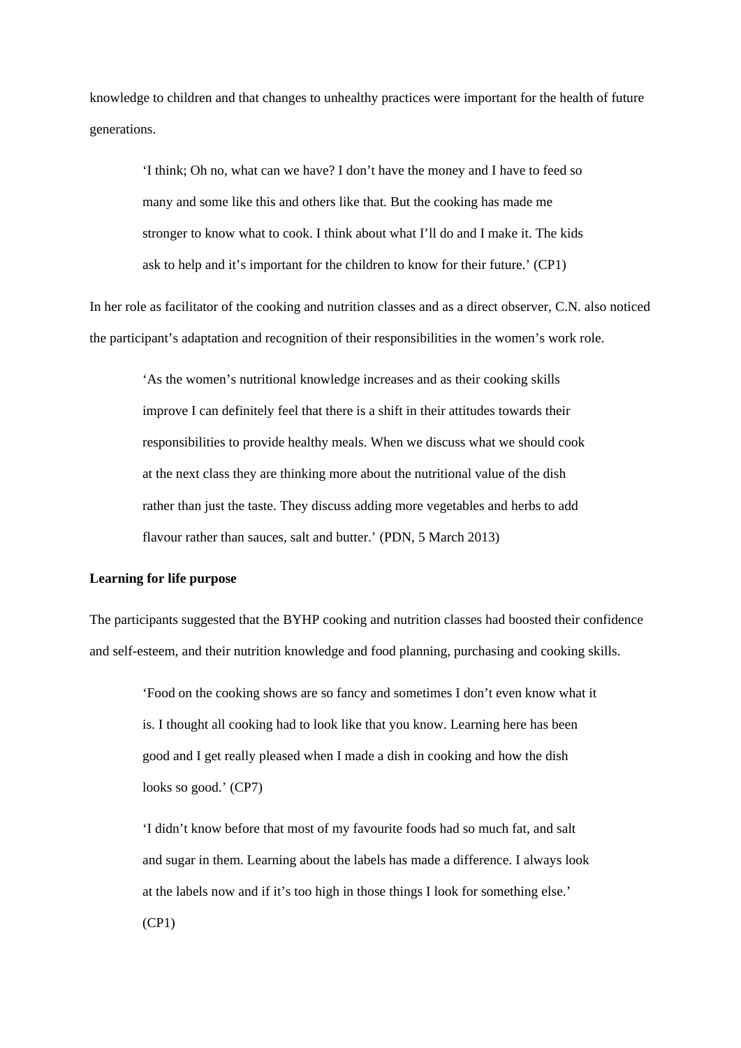knowledge to children and that changes to unhealthy practices were important for the health of future generations.

> 'I think; Oh no, what can we have? I don't have the money and I have to feed so many and some like this and others like that. But the cooking has made me stronger to know what to cook. I think about what I'll do and I make it. The kids ask to help and it's important for the children to know for their future.' (CP1)

In her role as facilitator of the cooking and nutrition classes and as a direct observer, C.N. also noticed the participant's adaptation and recognition of their responsibilities in the women's work role.

> 'As the women's nutritional knowledge increases and as their cooking skills improve I can definitely feel that there is a shift in their attitudes towards their responsibilities to provide healthy meals. When we discuss what we should cook at the next class they are thinking more about the nutritional value of the dish rather than just the taste. They discuss adding more vegetables and herbs to add flavour rather than sauces, salt and butter.' (PDN, 5 March 2013)

**Learning for life purpose**

The participants suggested that the BYHP cooking and nutrition classes had boosted their confidence and self-esteem, and their nutrition knowledge and food planning, purchasing and cooking skills.

> 'Food on the cooking shows are so fancy and sometimes I don't even know what it is. I thought all cooking had to look like that you know. Learning here has been good and I get really pleased when I made a dish in cooking and how the dish looks so good.' (CP7)

> 'I didn't know before that most of my favourite foods had so much fat, and salt and sugar in them. Learning about the labels has made a difference. I always look at the labels now and if it's too high in those things I look for something else.' (CP1)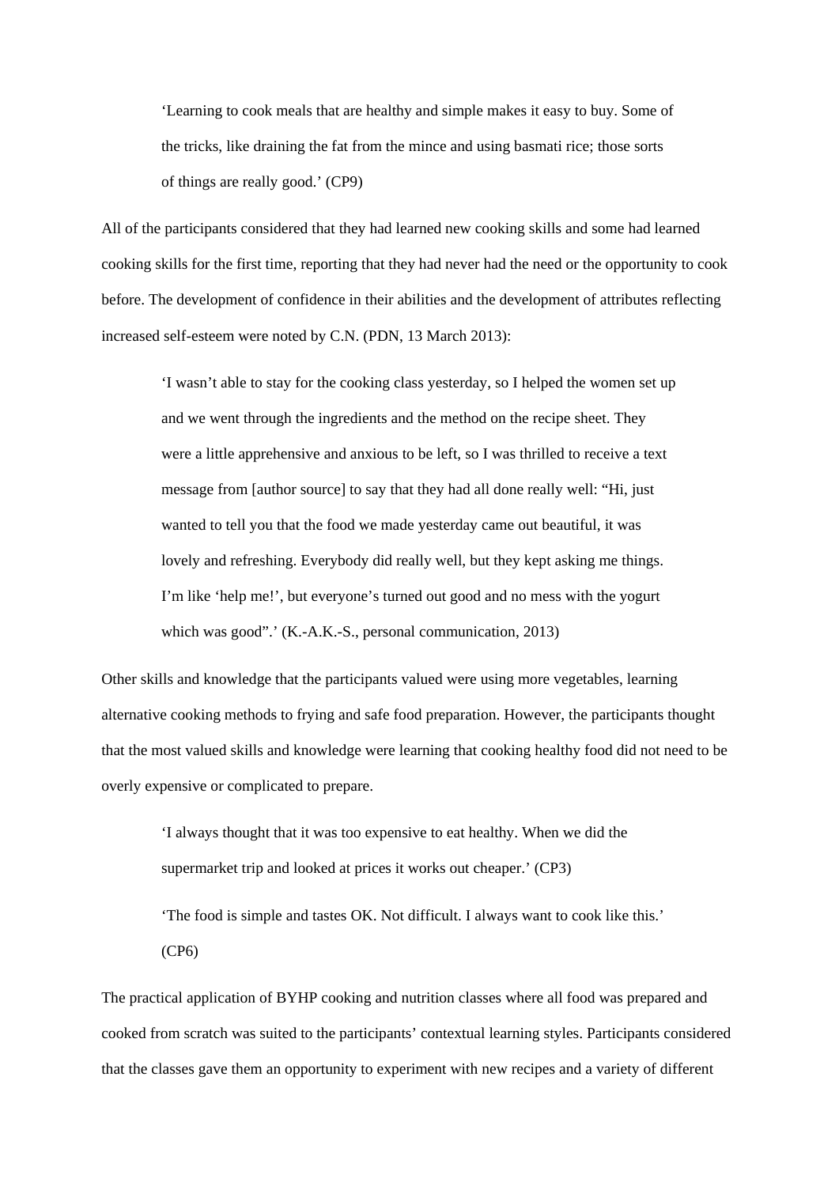> 'Learning to cook meals that are healthy and simple makes it easy to buy. Some of the tricks, like draining the fat from the mince and using basmati rice; those sorts of things are really good.' (CP9)

All of the participants considered that they had learned new cooking skills and some had learned cooking skills for the first time, reporting that they had never had the need or the opportunity to cook before. The development of confidence in their abilities and the development of attributes reflecting increased self-esteem were noted by C.N. (PDN, 13 March 2013):

> 'I wasn't able to stay for the cooking class yesterday, so I helped the women set up and we went through the ingredients and the method on the recipe sheet. They were a little apprehensive and anxious to be left, so I was thrilled to receive a text message from [author source] to say that they had all done really well: "Hi, just wanted to tell you that the food we made yesterday came out beautiful, it was lovely and refreshing. Everybody did really well, but they kept asking me things. I'm like 'help me!', but everyone's turned out good and no mess with the yogurt which was good".' (K.-A.K.-S., personal communication, 2013)

Other skills and knowledge that the participants valued were using more vegetables, learning alternative cooking methods to frying and safe food preparation. However, the participants thought that the most valued skills and knowledge were learning that cooking healthy food did not need to be overly expensive or complicated to prepare.

> 'I always thought that it was too expensive to eat healthy. When we did the supermarket trip and looked at prices it works out cheaper.' (CP3)

> 'The food is simple and tastes OK. Not difficult. I always want to cook like this.' (CP6)

The practical application of BYHP cooking and nutrition classes where all food was prepared and cooked from scratch was suited to the participants' contextual learning styles. Participants considered that the classes gave them an opportunity to experiment with new recipes and a variety of different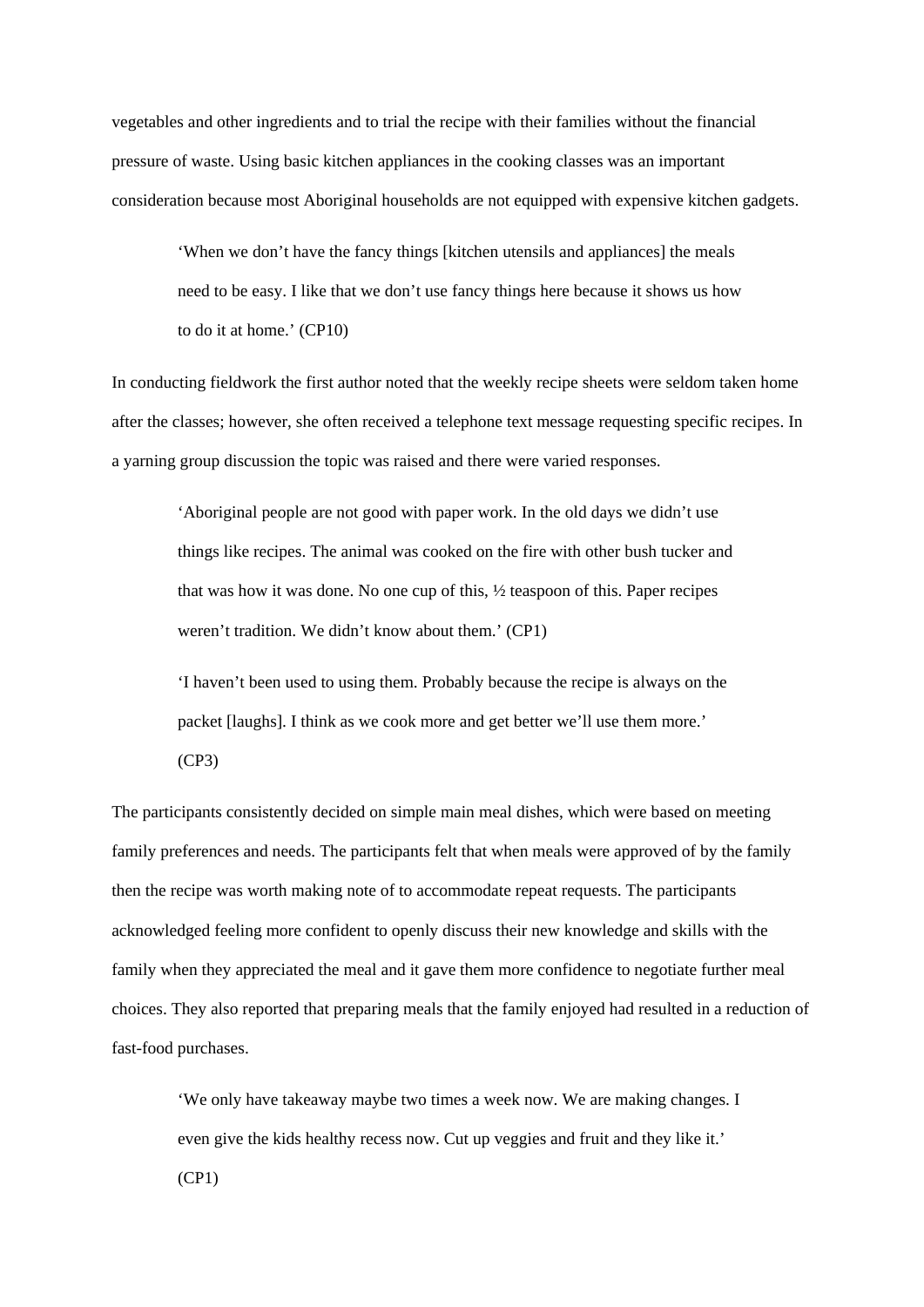vegetables and other ingredients and to trial the recipe with their families without the financial pressure of waste. Using basic kitchen appliances in the cooking classes was an important consideration because most Aboriginal households are not equipped with expensive kitchen gadgets.

> 'When we don't have the fancy things [kitchen utensils and appliances] the meals need to be easy. I like that we don't use fancy things here because it shows us how to do it at home.' (CP10)

In conducting fieldwork the first author noted that the weekly recipe sheets were seldom taken home after the classes; however, she often received a telephone text message requesting specific recipes. In a yarning group discussion the topic was raised and there were varied responses.

> 'Aboriginal people are not good with paper work. In the old days we didn't use things like recipes. The animal was cooked on the fire with other bush tucker and that was how it was done. No one cup of this, ½ teaspoon of this. Paper recipes weren't tradition. We didn't know about them.' (CP1)

> 'I haven't been used to using them. Probably because the recipe is always on the packet [laughs]. I think as we cook more and get better we'll use them more.' (CP3)

The participants consistently decided on simple main meal dishes, which were based on meeting family preferences and needs. The participants felt that when meals were approved of by the family then the recipe was worth making note of to accommodate repeat requests. The participants acknowledged feeling more confident to openly discuss their new knowledge and skills with the family when they appreciated the meal and it gave them more confidence to negotiate further meal choices. They also reported that preparing meals that the family enjoyed had resulted in a reduction of fast-food purchases.

> 'We only have takeaway maybe two times a week now. We are making changes. I even give the kids healthy recess now. Cut up veggies and fruit and they like it.' (CP1)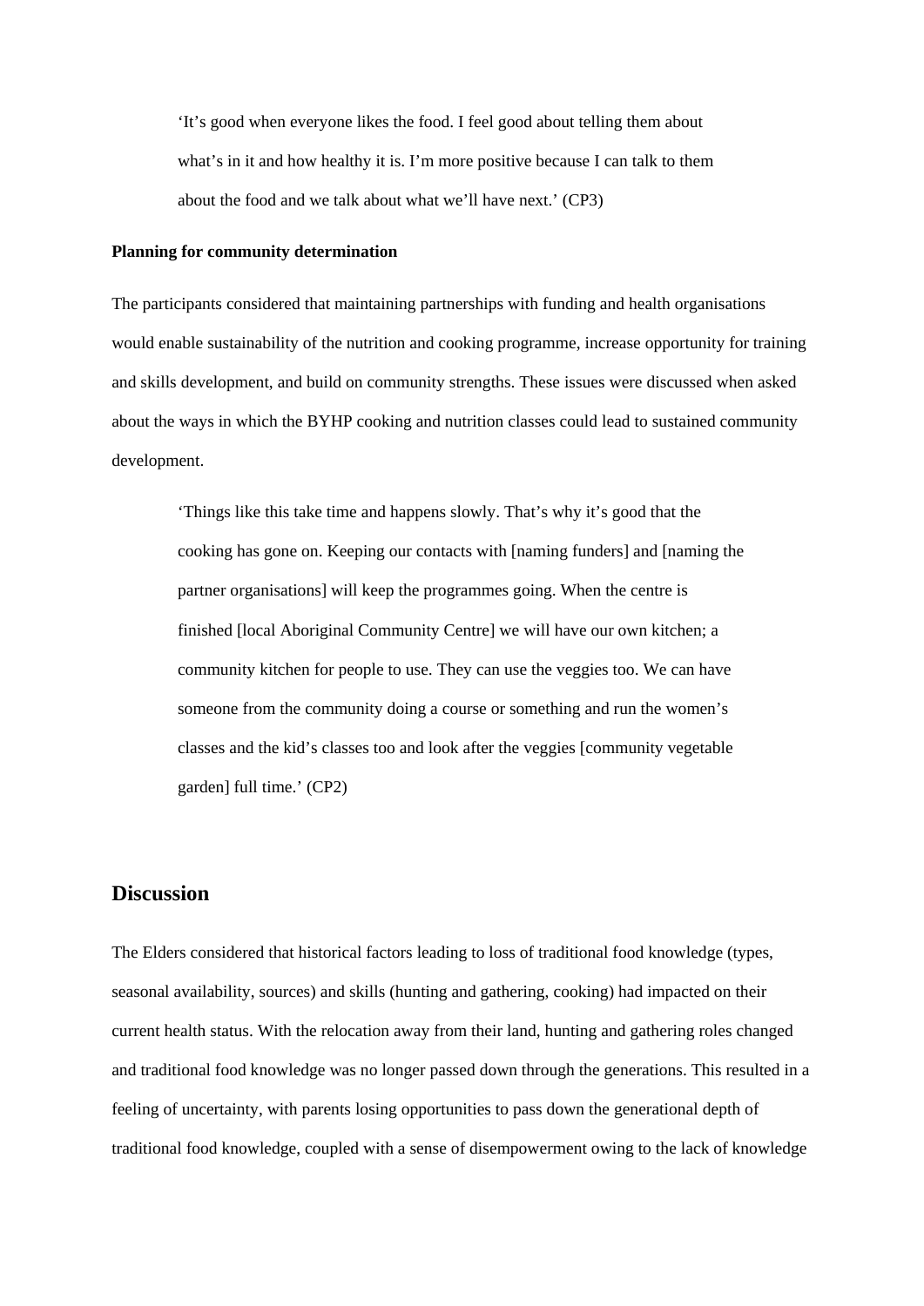> ‘It’s good when everyone likes the food. I feel good about telling them about what’s in it and how healthy it is. I’m more positive because I can talk to them about the food and we talk about what we’ll have next.’ (CP3)

**Planning for community determination**

The participants considered that maintaining partnerships with funding and health organisations would enable sustainability of the nutrition and cooking programme, increase opportunity for training and skills development, and build on community strengths. These issues were discussed when asked about the ways in which the BYHP cooking and nutrition classes could lead to sustained community development.

> ‘Things like this take time and happens slowly. That’s why it’s good that the cooking has gone on. Keeping our contacts with [naming funders] and [naming the partner organisations] will keep the programmes going. When the centre is finished [local Aboriginal Community Centre] we will have our own kitchen; a community kitchen for people to use. They can use the veggies too. We can have someone from the community doing a course or something and run the women’s classes and the kid’s classes too and look after the veggies [community vegetable garden] full time.’ (CP2)

## Discussion

The Elders considered that historical factors leading to loss of traditional food knowledge (types, seasonal availability, sources) and skills (hunting and gathering, cooking) had impacted on their current health status. With the relocation away from their land, hunting and gathering roles changed and traditional food knowledge was no longer passed down through the generations. This resulted in a feeling of uncertainty, with parents losing opportunities to pass down the generational depth of traditional food knowledge, coupled with a sense of disempowerment owing to the lack of knowledge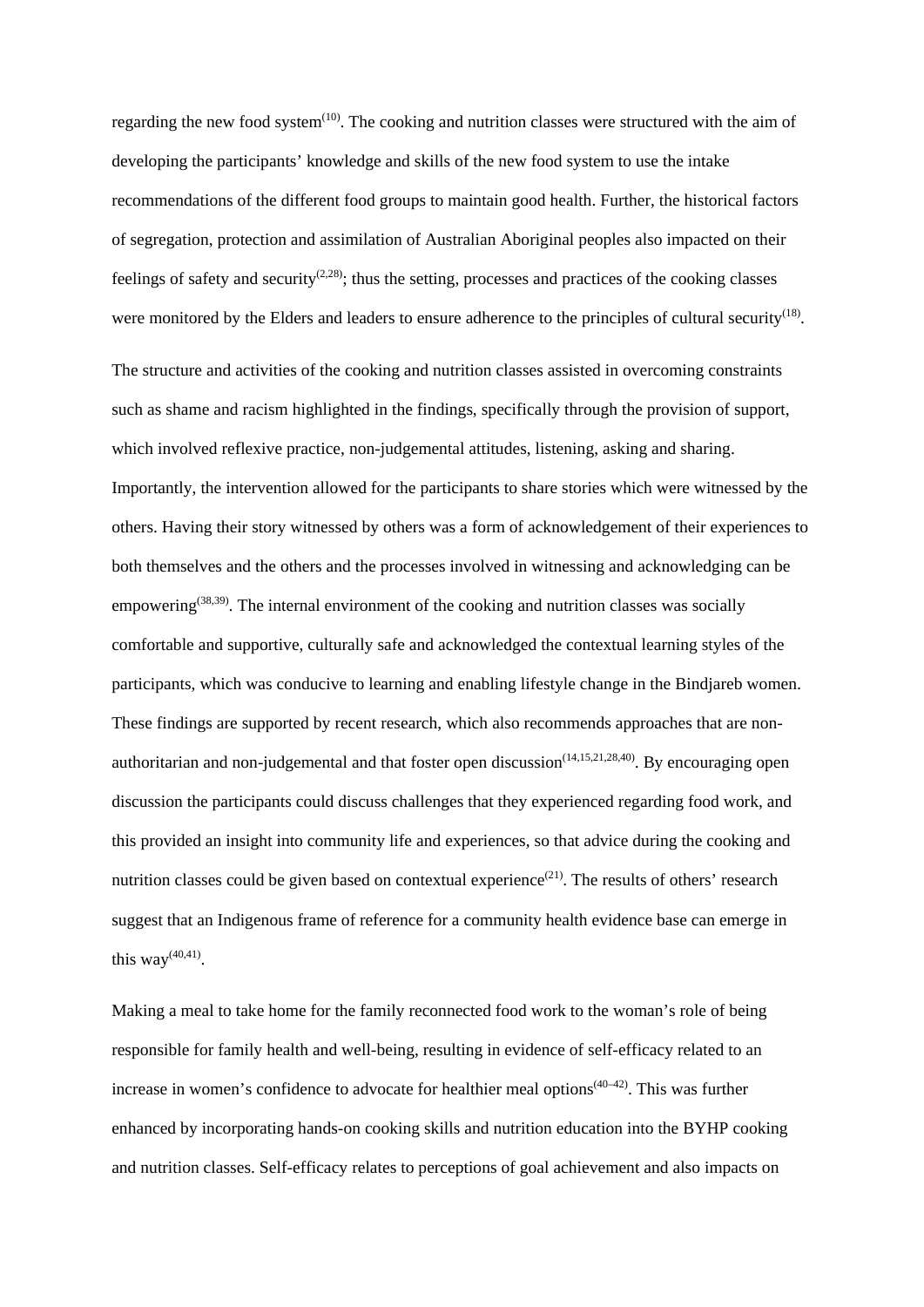regarding the new food system[10]. The cooking and nutrition classes were structured with the aim of developing the participants' knowledge and skills of the new food system to use the intake recommendations of the different food groups to maintain good health. Further, the historical factors of segregation, protection and assimilation of Australian Aboriginal peoples also impacted on their feelings of safety and security[2,28]; thus the setting, processes and practices of the cooking classes were monitored by the Elders and leaders to ensure adherence to the principles of cultural security[18].

The structure and activities of the cooking and nutrition classes assisted in overcoming constraints such as shame and racism highlighted in the findings, specifically through the provision of support, which involved reflexive practice, non-judgemental attitudes, listening, asking and sharing. Importantly, the intervention allowed for the participants to share stories which were witnessed by the others. Having their story witnessed by others was a form of acknowledgement of their experiences to both themselves and the others and the processes involved in witnessing and acknowledging can be empowering[38,39]. The internal environment of the cooking and nutrition classes was socially comfortable and supportive, culturally safe and acknowledged the contextual learning styles of the participants, which was conducive to learning and enabling lifestyle change in the Bindjareb women. These findings are supported by recent research, which also recommends approaches that are non-authoritarian and non-judgemental and that foster open discussion[14,15,21,28,40]. By encouraging open discussion the participants could discuss challenges that they experienced regarding food work, and this provided an insight into community life and experiences, so that advice during the cooking and nutrition classes could be given based on contextual experience[21]. The results of others' research suggest that an Indigenous frame of reference for a community health evidence base can emerge in this way[40,41].

Making a meal to take home for the family reconnected food work to the woman's role of being responsible for family health and well-being, resulting in evidence of self-efficacy related to an increase in women's confidence to advocate for healthier meal options[40–42]. This was further enhanced by incorporating hands-on cooking skills and nutrition education into the BYHP cooking and nutrition classes. Self-efficacy relates to perceptions of goal achievement and also impacts on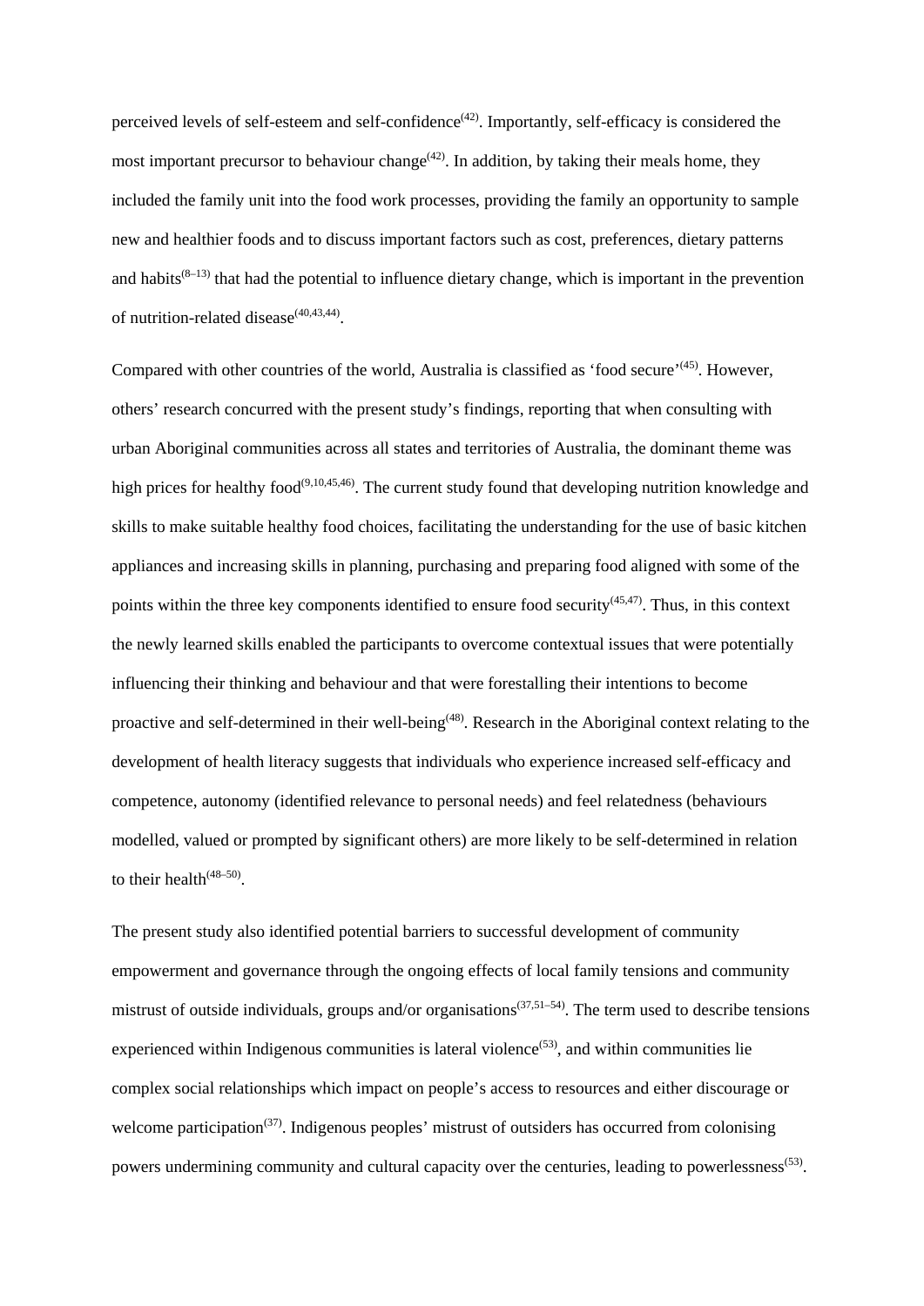perceived levels of self-esteem and self-confidence[42]. Importantly, self-efficacy is considered the most important precursor to behaviour change[42]. In addition, by taking their meals home, they included the family unit into the food work processes, providing the family an opportunity to sample new and healthier foods and to discuss important factors such as cost, preferences, dietary patterns and habits[8–13] that had the potential to influence dietary change, which is important in the prevention of nutrition-related disease[40,43,44].

Compared with other countries of the world, Australia is classified as 'food secure'[45]. However, others' research concurred with the present study's findings, reporting that when consulting with urban Aboriginal communities across all states and territories of Australia, the dominant theme was high prices for healthy food[9,10,45,46]. The current study found that developing nutrition knowledge and skills to make suitable healthy food choices, facilitating the understanding for the use of basic kitchen appliances and increasing skills in planning, purchasing and preparing food aligned with some of the points within the three key components identified to ensure food security[45,47]. Thus, in this context the newly learned skills enabled the participants to overcome contextual issues that were potentially influencing their thinking and behaviour and that were forestalling their intentions to become proactive and self-determined in their well-being[48]. Research in the Aboriginal context relating to the development of health literacy suggests that individuals who experience increased self-efficacy and competence, autonomy (identified relevance to personal needs) and feel relatedness (behaviours modelled, valued or prompted by significant others) are more likely to be self-determined in relation to their health[48–50].

The present study also identified potential barriers to successful development of community empowerment and governance through the ongoing effects of local family tensions and community mistrust of outside individuals, groups and/or organisations[37,51–54]. The term used to describe tensions experienced within Indigenous communities is lateral violence[53], and within communities lie complex social relationships which impact on people's access to resources and either discourage or welcome participation[37]. Indigenous peoples' mistrust of outsiders has occurred from colonising powers undermining community and cultural capacity over the centuries, leading to powerlessness[53].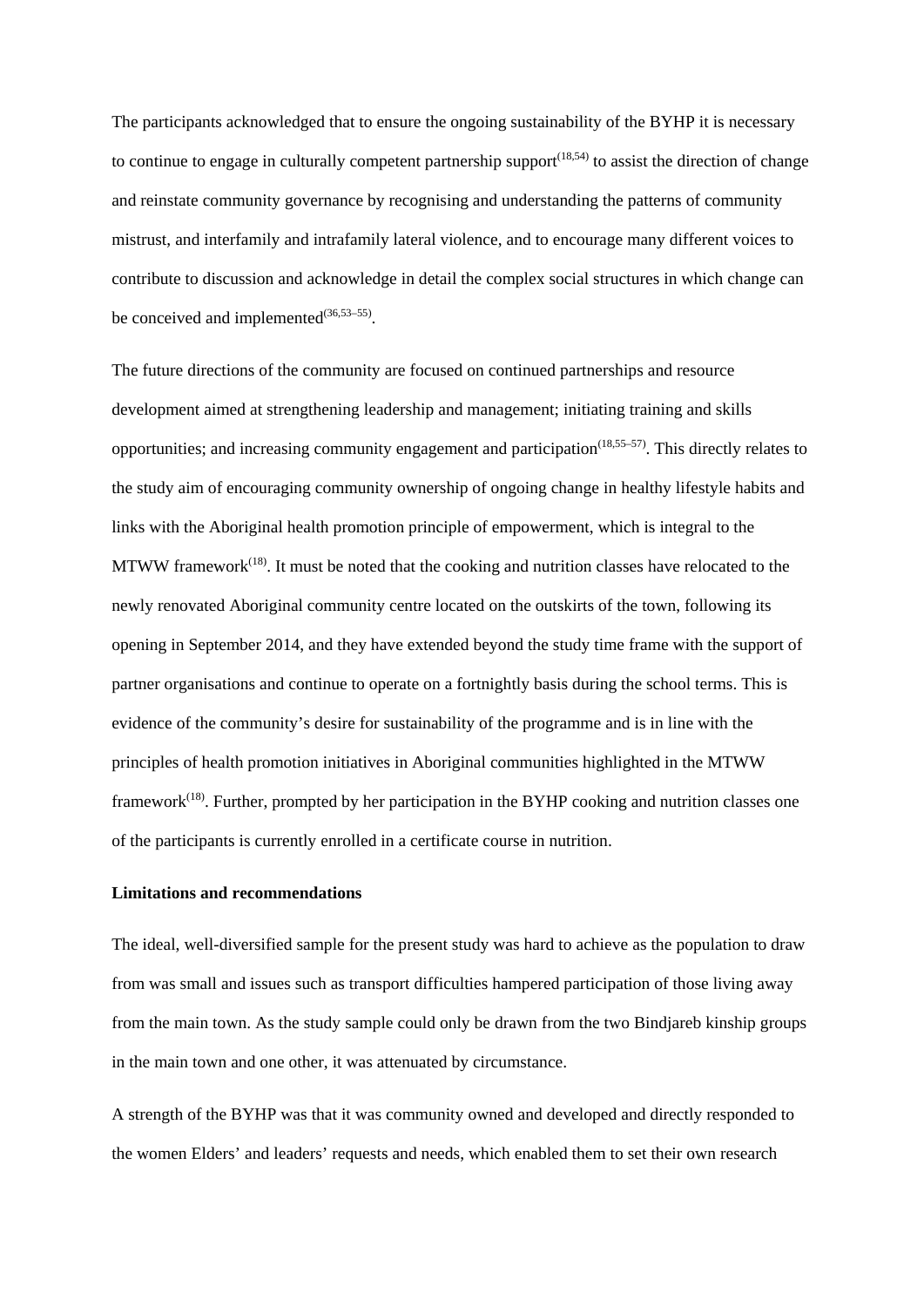The participants acknowledged that to ensure the ongoing sustainability of the BYHP it is necessary to continue to engage in culturally competent partnership support[18,54] to assist the direction of change and reinstate community governance by recognising and understanding the patterns of community mistrust, and interfamily and intrafamily lateral violence, and to encourage many different voices to contribute to discussion and acknowledge in detail the complex social structures in which change can be conceived and implemented[36,53–55].

The future directions of the community are focused on continued partnerships and resource development aimed at strengthening leadership and management; initiating training and skills opportunities; and increasing community engagement and participation[18,55–57]. This directly relates to the study aim of encouraging community ownership of ongoing change in healthy lifestyle habits and links with the Aboriginal health promotion principle of empowerment, which is integral to the MTWW framework[18]. It must be noted that the cooking and nutrition classes have relocated to the newly renovated Aboriginal community centre located on the outskirts of the town, following its opening in September 2014, and they have extended beyond the study time frame with the support of partner organisations and continue to operate on a fortnightly basis during the school terms. This is evidence of the community's desire for sustainability of the programme and is in line with the principles of health promotion initiatives in Aboriginal communities highlighted in the MTWW framework[18]. Further, prompted by her participation in the BYHP cooking and nutrition classes one of the participants is currently enrolled in a certificate course in nutrition.

**Limitations and recommendations**

The ideal, well-diversified sample for the present study was hard to achieve as the population to draw from was small and issues such as transport difficulties hampered participation of those living away from the main town. As the study sample could only be drawn from the two Bindjareb kinship groups in the main town and one other, it was attenuated by circumstance.

A strength of the BYHP was that it was community owned and developed and directly responded to the women Elders' and leaders' requests and needs, which enabled them to set their own research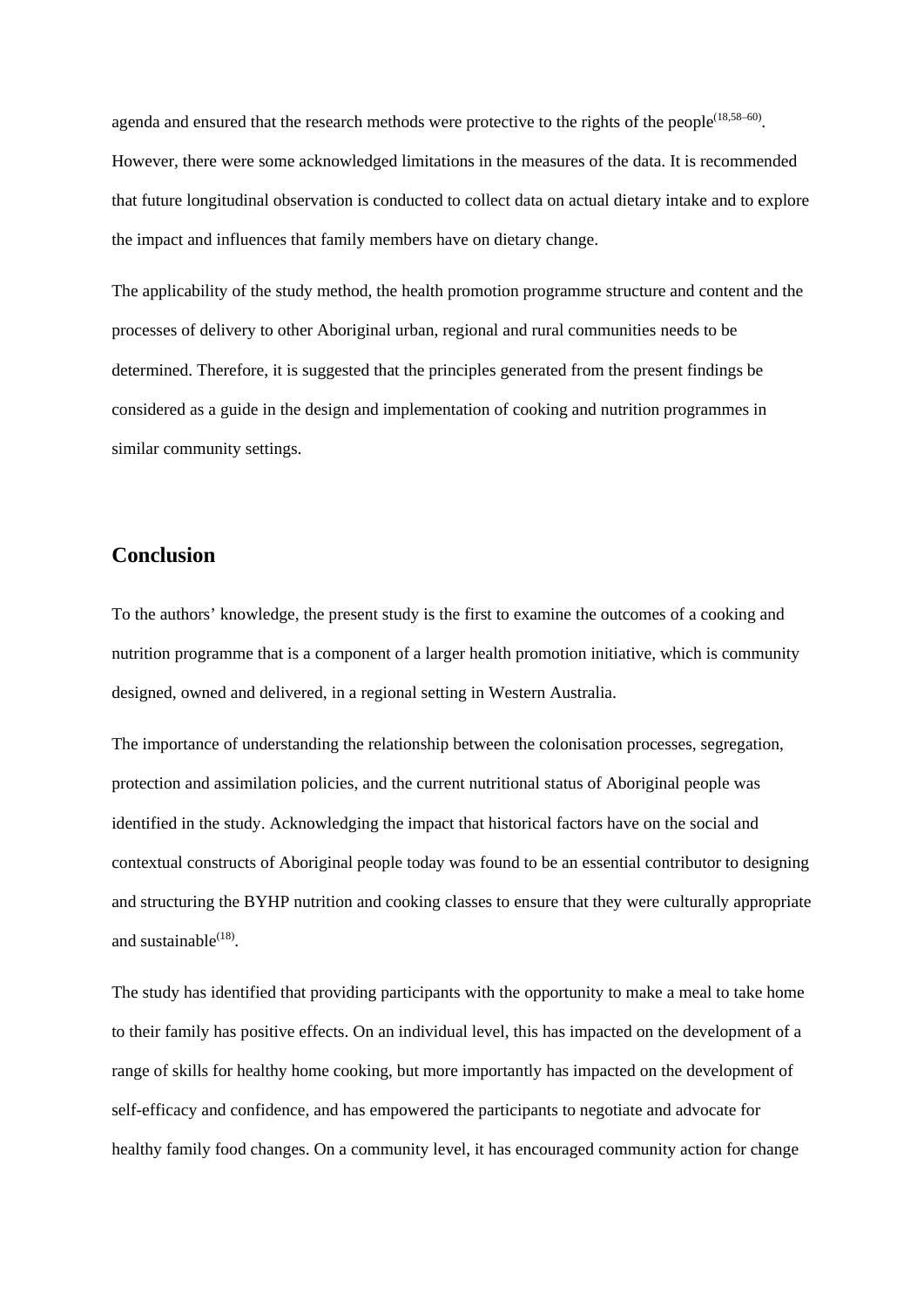agenda and ensured that the research methods were protective to the rights of the people[18,58–60]. However, there were some acknowledged limitations in the measures of the data. It is recommended that future longitudinal observation is conducted to collect data on actual dietary intake and to explore the impact and influences that family members have on dietary change.

The applicability of the study method, the health promotion programme structure and content and the processes of delivery to other Aboriginal urban, regional and rural communities needs to be determined. Therefore, it is suggested that the principles generated from the present findings be considered as a guide in the design and implementation of cooking and nutrition programmes in similar community settings.

## Conclusion

To the authors' knowledge, the present study is the first to examine the outcomes of a cooking and nutrition programme that is a component of a larger health promotion initiative, which is community designed, owned and delivered, in a regional setting in Western Australia.

The importance of understanding the relationship between the colonisation processes, segregation, protection and assimilation policies, and the current nutritional status of Aboriginal people was identified in the study. Acknowledging the impact that historical factors have on the social and contextual constructs of Aboriginal people today was found to be an essential contributor to designing and structuring the BYHP nutrition and cooking classes to ensure that they were culturally appropriate and sustainable[18].

The study has identified that providing participants with the opportunity to make a meal to take home to their family has positive effects. On an individual level, this has impacted on the development of a range of skills for healthy home cooking, but more importantly has impacted on the development of self-efficacy and confidence, and has empowered the participants to negotiate and advocate for healthy family food changes. On a community level, it has encouraged community action for change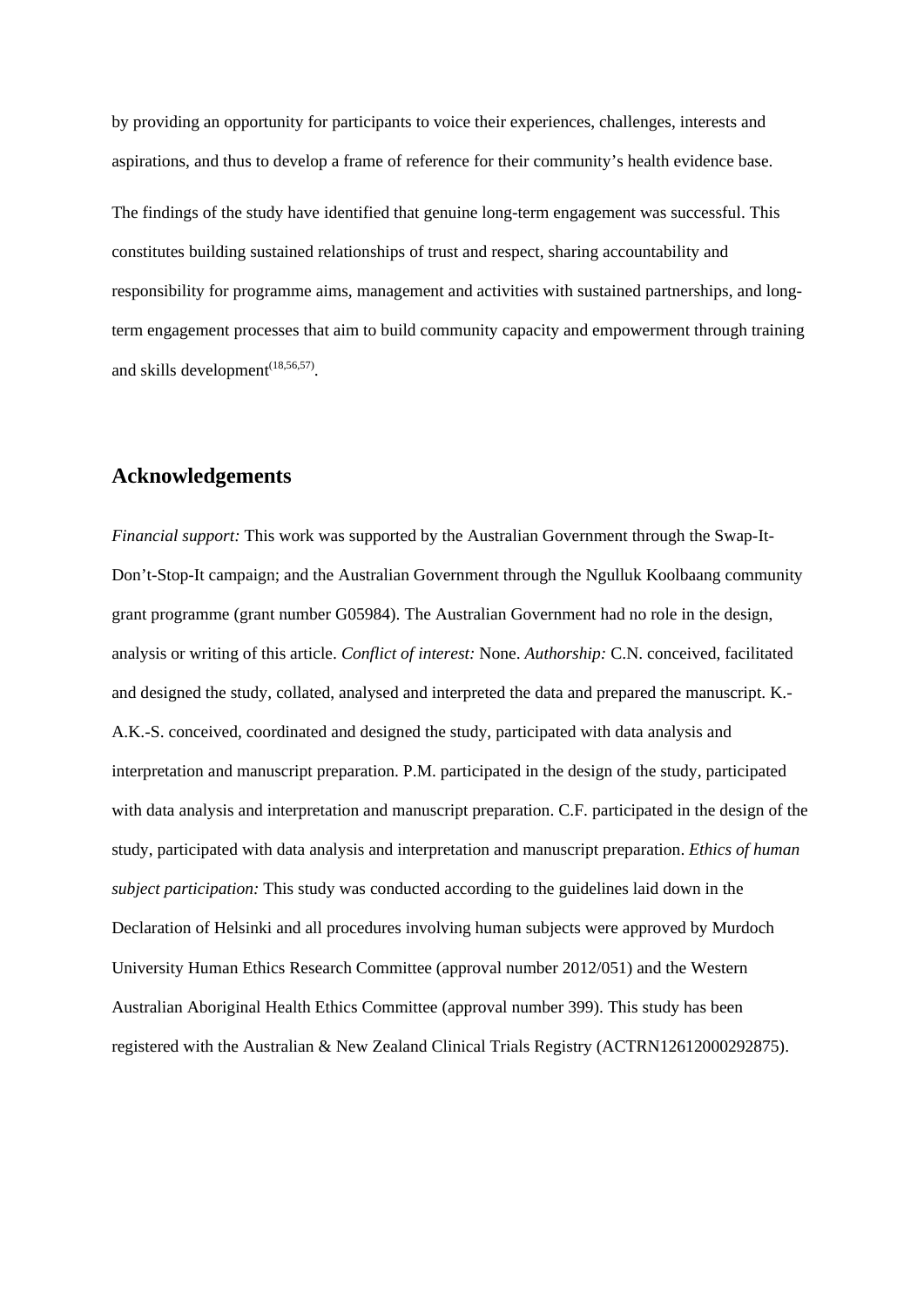by providing an opportunity for participants to voice their experiences, challenges, interests and aspirations, and thus to develop a frame of reference for their community's health evidence base.

The findings of the study have identified that genuine long-term engagement was successful. This constitutes building sustained relationships of trust and respect, sharing accountability and responsibility for programme aims, management and activities with sustained partnerships, and long-term engagement processes that aim to build community capacity and empowerment through training and skills development[18,56,57].

## Acknowledgements

*Financial support:* This work was supported by the Australian Government through the Swap-It-Don't-Stop-It campaign; and the Australian Government through the Ngulluk Koolbaang community grant programme (grant number G05984). The Australian Government had no role in the design, analysis or writing of this article. *Conflict of interest:* None. *Authorship:* C.N. conceived, facilitated and designed the study, collated, analysed and interpreted the data and prepared the manuscript. K.-A.K.-S. conceived, coordinated and designed the study, participated with data analysis and interpretation and manuscript preparation. P.M. participated in the design of the study, participated with data analysis and interpretation and manuscript preparation. C.F. participated in the design of the study, participated with data analysis and interpretation and manuscript preparation. *Ethics of human subject participation:* This study was conducted according to the guidelines laid down in the Declaration of Helsinki and all procedures involving human subjects were approved by Murdoch University Human Ethics Research Committee (approval number 2012/051) and the Western Australian Aboriginal Health Ethics Committee (approval number 399). This study has been registered with the Australian & New Zealand Clinical Trials Registry (ACTRN12612000292875).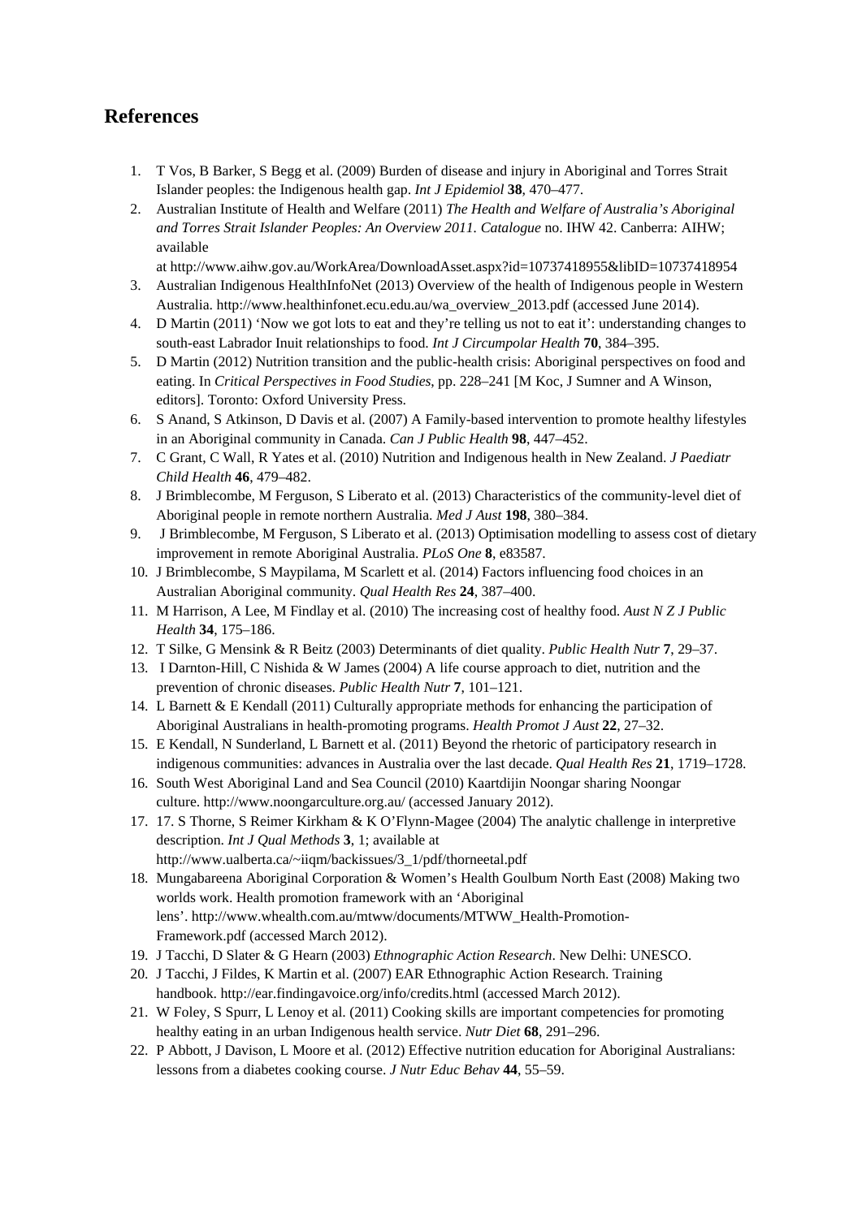## References

1. T Vos, B Barker, S Begg et al. (2009) Burden of disease and injury in Aboriginal and Torres Strait Islander peoples: the Indigenous health gap. *Int J Epidemiol* **38**, 470–477.
2. Australian Institute of Health and Welfare (2011) *The Health and Welfare of Australia's Aboriginal and Torres Strait Islander Peoples: An Overview 2011. Catalogue* no. IHW 42. Canberra: AIHW; available at http://www.aihw.gov.au/WorkArea/DownloadAsset.aspx?id=10737418955&libID=10737418954
3. Australian Indigenous HealthInfoNet (2013) Overview of the health of Indigenous people in Western Australia. http://www.healthinfonet.ecu.edu.au/wa_overview_2013.pdf (accessed June 2014).
4. D Martin (2011) 'Now we got lots to eat and they're telling us not to eat it': understanding changes to south-east Labrador Inuit relationships to food. *Int J Circumpolar Health* **70**, 384–395.
5. D Martin (2012) Nutrition transition and the public-health crisis: Aboriginal perspectives on food and eating. In *Critical Perspectives in Food Studies*, pp. 228–241 [M Koc, J Sumner and A Winson, editors]. Toronto: Oxford University Press.
6. S Anand, S Atkinson, D Davis et al. (2007) A Family-based intervention to promote healthy lifestyles in an Aboriginal community in Canada. *Can J Public Health* **98**, 447–452.
7. C Grant, C Wall, R Yates et al. (2010) Nutrition and Indigenous health in New Zealand. *J Paediatr Child Health* **46**, 479–482.
8. J Brimblecombe, M Ferguson, S Liberato et al. (2013) Characteristics of the community-level diet of Aboriginal people in remote northern Australia. *Med J Aust* **198**, 380–384.
9. J Brimblecombe, M Ferguson, S Liberato et al. (2013) Optimisation modelling to assess cost of dietary improvement in remote Aboriginal Australia. *PLoS One* **8**, e83587.
10. J Brimblecombe, S Maypilama, M Scarlett et al. (2014) Factors influencing food choices in an Australian Aboriginal community. *Qual Health Res* **24**, 387–400.
11. M Harrison, A Lee, M Findlay et al. (2010) The increasing cost of healthy food. *Aust N Z J Public Health* **34**, 175–186.
12. T Silke, G Mensink & R Beitz (2003) Determinants of diet quality. *Public Health Nutr* **7**, 29–37.
13. I Darnton-Hill, C Nishida & W James (2004) A life course approach to diet, nutrition and the prevention of chronic diseases. *Public Health Nutr* **7**, 101–121.
14. L Barnett & E Kendall (2011) Culturally appropriate methods for enhancing the participation of Aboriginal Australians in health-promoting programs. *Health Promot J Aust* **22**, 27–32.
15. E Kendall, N Sunderland, L Barnett et al. (2011) Beyond the rhetoric of participatory research in indigenous communities: advances in Australia over the last decade. *Qual Health Res* **21**, 1719–1728.
16. South West Aboriginal Land and Sea Council (2010) Kaartdijin Noongar sharing Noongar culture. http://www.noongarculture.org.au/ (accessed January 2012).
17. 17. S Thorne, S Reimer Kirkham & K O'Flynn-Magee (2004) The analytic challenge in interpretive description. *Int J Qual Methods* **3**, 1; available at http://www.ualberta.ca/~iiqm/backissues/3_1/pdf/thorneetal.pdf
18. Mungabareena Aboriginal Corporation & Women's Health Goulbum North East (2008) Making two worlds work. Health promotion framework with an 'Aboriginal lens'. http://www.whealth.com.au/mtww/documents/MTWW_Health-Promotion-Framework.pdf (accessed March 2012).
19. J Tacchi, D Slater & G Hearn (2003) *Ethnographic Action Research*. New Delhi: UNESCO.
20. J Tacchi, J Fildes, K Martin et al. (2007) EAR Ethnographic Action Research. Training handbook. http://ear.findingavoice.org/info/credits.html (accessed March 2012).
21. W Foley, S Spurr, L Lenoy et al. (2011) Cooking skills are important competencies for promoting healthy eating in an urban Indigenous health service. *Nutr Diet* **68**, 291–296.
22. P Abbott, J Davison, L Moore et al. (2012) Effective nutrition education for Aboriginal Australians: lessons from a diabetes cooking course. *J Nutr Educ Behav* **44**, 55–59.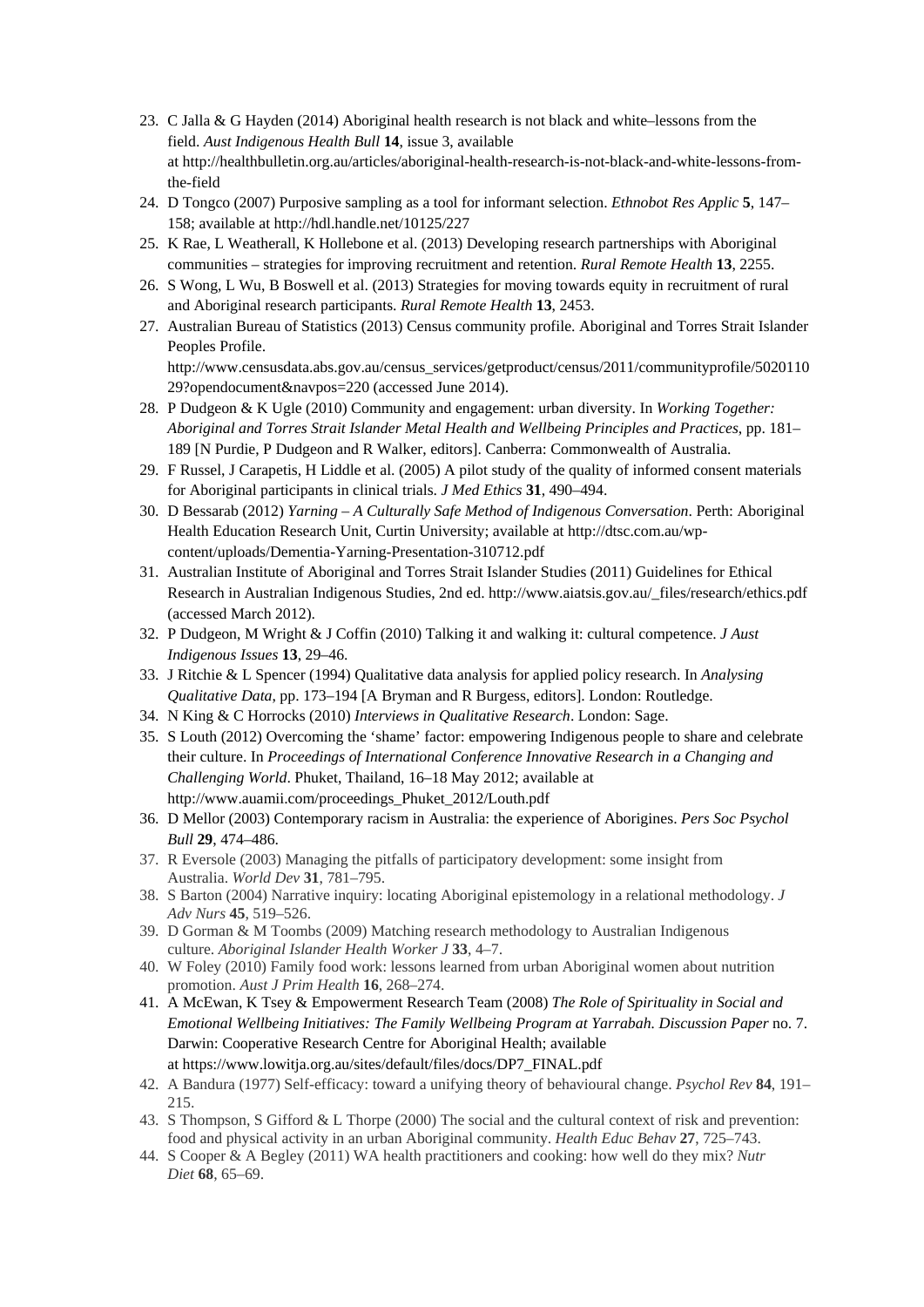23. C Jalla & G Hayden (2014) Aboriginal health research is not black and white–lessons from the field. *Aust Indigenous Health Bull* **14**, issue 3, available at http://healthbulletin.org.au/articles/aboriginal-health-research-is-not-black-and-white-lessons-from-the-field
24. D Tongco (2007) Purposive sampling as a tool for informant selection. *Ethnobot Res Applic* **5**, 147–158; available at http://hdl.handle.net/10125/227
25. K Rae, L Weatherall, K Hollebone et al. (2013) Developing research partnerships with Aboriginal communities – strategies for improving recruitment and retention. *Rural Remote Health* **13**, 2255.
26. S Wong, L Wu, B Boswell et al. (2013) Strategies for moving towards equity in recruitment of rural and Aboriginal research participants. *Rural Remote Health* **13**, 2453.
27. Australian Bureau of Statistics (2013) Census community profile. Aboriginal and Torres Strait Islander Peoples Profile. http://www.censusdata.abs.gov.au/census_services/getproduct/census/2011/communityprofile/502011029?opendocument&navpos=220 (accessed June 2014).
28. P Dudgeon & K Ugle (2010) Community and engagement: urban diversity. In *Working Together: Aboriginal and Torres Strait Islander Metal Health and Wellbeing Principles and Practices*, pp. 181–189 [N Purdie, P Dudgeon and R Walker, editors]. Canberra: Commonwealth of Australia.
29. F Russel, J Carapetis, H Liddle et al. (2005) A pilot study of the quality of informed consent materials for Aboriginal participants in clinical trials. *J Med Ethics* **31**, 490–494.
30. D Bessarab (2012) *Yarning – A Culturally Safe Method of Indigenous Conversation*. Perth: Aboriginal Health Education Research Unit, Curtin University; available at http://dtsc.com.au/wp-content/uploads/Dementia-Yarning-Presentation-310712.pdf
31. Australian Institute of Aboriginal and Torres Strait Islander Studies (2011) Guidelines for Ethical Research in Australian Indigenous Studies, 2nd ed. http://www.aiatsis.gov.au/_files/research/ethics.pdf (accessed March 2012).
32. P Dudgeon, M Wright & J Coffin (2010) Talking it and walking it: cultural competence. *J Aust Indigenous Issues* **13**, 29–46.
33. J Ritchie & L Spencer (1994) Qualitative data analysis for applied policy research. In *Analysing Qualitative Data*, pp. 173–194 [A Bryman and R Burgess, editors]. London: Routledge.
34. N King & C Horrocks (2010) *Interviews in Qualitative Research*. London: Sage.
35. S Louth (2012) Overcoming the 'shame' factor: empowering Indigenous people to share and celebrate their culture. In *Proceedings of International Conference Innovative Research in a Changing and Challenging World*. Phuket, Thailand, 16–18 May 2012; available at http://www.auamii.com/proceedings_Phuket_2012/Louth.pdf
36. D Mellor (2003) Contemporary racism in Australia: the experience of Aborigines. *Pers Soc Psychol Bull* **29**, 474–486.
37. R Eversole (2003) Managing the pitfalls of participatory development: some insight from Australia. *World Dev* **31**, 781–795.
38. S Barton (2004) Narrative inquiry: locating Aboriginal epistemology in a relational methodology. *J Adv Nurs* **45**, 519–526.
39. D Gorman & M Toombs (2009) Matching research methodology to Australian Indigenous culture. *Aboriginal Islander Health Worker J* **33**, 4–7.
40. W Foley (2010) Family food work: lessons learned from urban Aboriginal women about nutrition promotion. *Aust J Prim Health* **16**, 268–274.
41. A McEwan, K Tsey & Empowerment Research Team (2008) *The Role of Spirituality in Social and Emotional Wellbeing Initiatives: The Family Wellbeing Program at Yarrabah. Discussion Paper* no. 7. Darwin: Cooperative Research Centre for Aboriginal Health; available at https://www.lowitja.org.au/sites/default/files/docs/DP7_FINAL.pdf
42. A Bandura (1977) Self-efficacy: toward a unifying theory of behavioural change. *Psychol Rev* **84**, 191–215.
43. S Thompson, S Gifford & L Thorpe (2000) The social and the cultural context of risk and prevention: food and physical activity in an urban Aboriginal community. *Health Educ Behav* **27**, 725–743.
44. S Cooper & A Begley (2011) WA health practitioners and cooking: how well do they mix? *Nutr Diet* **68**, 65–69.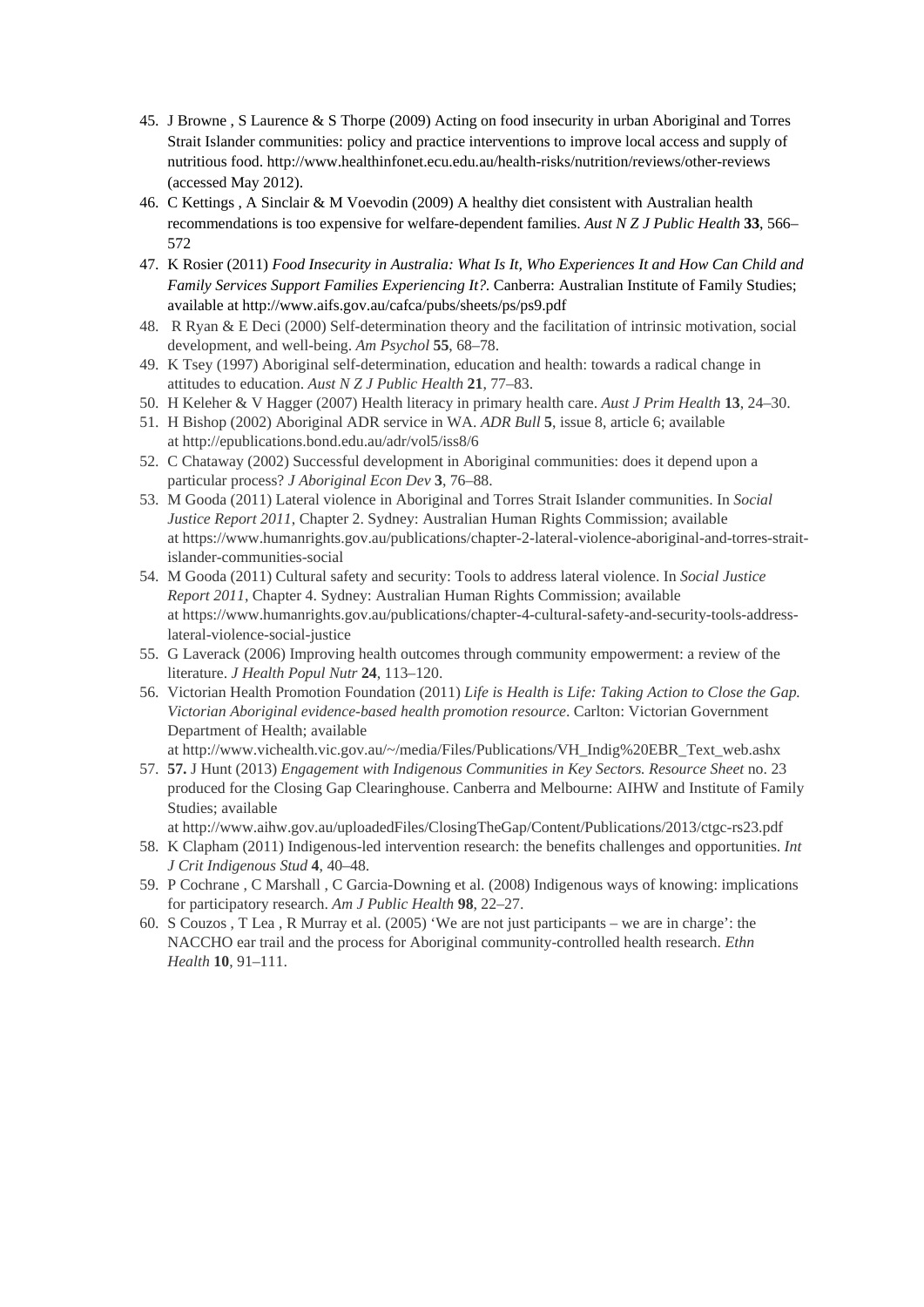45. J Browne , S Laurence & S Thorpe (2009) Acting on food insecurity in urban Aboriginal and Torres Strait Islander communities: policy and practice interventions to improve local access and supply of nutritious food. http://www.healthinfonet.ecu.edu.au/health-risks/nutrition/reviews/other-reviews (accessed May 2012).
46. C Kettings , A Sinclair & M Voevodin (2009) A healthy diet consistent with Australian health recommendations is too expensive for welfare-dependent families. *Aust N Z J Public Health* **33**, 566–572
47. K Rosier (2011) *Food Insecurity in Australia: What Is It, Who Experiences It and How Can Child and Family Services Support Families Experiencing It?*. Canberra: Australian Institute of Family Studies; available at http://www.aifs.gov.au/cafca/pubs/sheets/ps/ps9.pdf
48. R Ryan & E Deci (2000) Self-determination theory and the facilitation of intrinsic motivation, social development, and well-being. *Am Psychol* **55**, 68–78.
49. K Tsey (1997) Aboriginal self-determination, education and health: towards a radical change in attitudes to education. *Aust N Z J Public Health* **21**, 77–83.
50. H Keleher & V Hagger (2007) Health literacy in primary health care. *Aust J Prim Health* **13**, 24–30.
51. H Bishop (2002) Aboriginal ADR service in WA. *ADR Bull* **5**, issue 8, article 6; available at http://epublications.bond.edu.au/adr/vol5/iss8/6
52. C Chataway (2002) Successful development in Aboriginal communities: does it depend upon a particular process? *J Aboriginal Econ Dev* **3**, 76–88.
53. M Gooda (2011) Lateral violence in Aboriginal and Torres Strait Islander communities. In *Social Justice Report 2011*, Chapter 2. Sydney: Australian Human Rights Commission; available at https://www.humanrights.gov.au/publications/chapter-2-lateral-violence-aboriginal-and-torres-strait-islander-communities-social
54. M Gooda (2011) Cultural safety and security: Tools to address lateral violence. In *Social Justice Report 2011*, Chapter 4. Sydney: Australian Human Rights Commission; available at https://www.humanrights.gov.au/publications/chapter-4-cultural-safety-and-security-tools-address-lateral-violence-social-justice
55. G Laverack (2006) Improving health outcomes through community empowerment: a review of the literature. *J Health Popul Nutr* **24**, 113–120.
56. Victorian Health Promotion Foundation (2011) *Life is Health is Life: Taking Action to Close the Gap. Victorian Aboriginal evidence-based health promotion resource*. Carlton: Victorian Government Department of Health; available at http://www.vichealth.vic.gov.au/~/media/Files/Publications/VH_Indig%20EBR_Text_web.ashx
57. **57.** J Hunt (2013) *Engagement with Indigenous Communities in Key Sectors. Resource Sheet* no. 23 produced for the Closing Gap Clearinghouse. Canberra and Melbourne: AIHW and Institute of Family Studies; available at http://www.aihw.gov.au/uploadedFiles/ClosingTheGap/Content/Publications/2013/ctgc-rs23.pdf
58. K Clapham (2011) Indigenous-led intervention research: the benefits challenges and opportunities. *Int J Crit Indigenous Stud* **4**, 40–48.
59. P Cochrane , C Marshall , C Garcia-Downing et al. (2008) Indigenous ways of knowing: implications for participatory research. *Am J Public Health* **98**, 22–27.
60. S Couzos , T Lea , R Murray et al. (2005) 'We are not just participants – we are in charge': the NACCHO ear trail and the process for Aboriginal community-controlled health research. *Ethn Health* **10**, 91–111.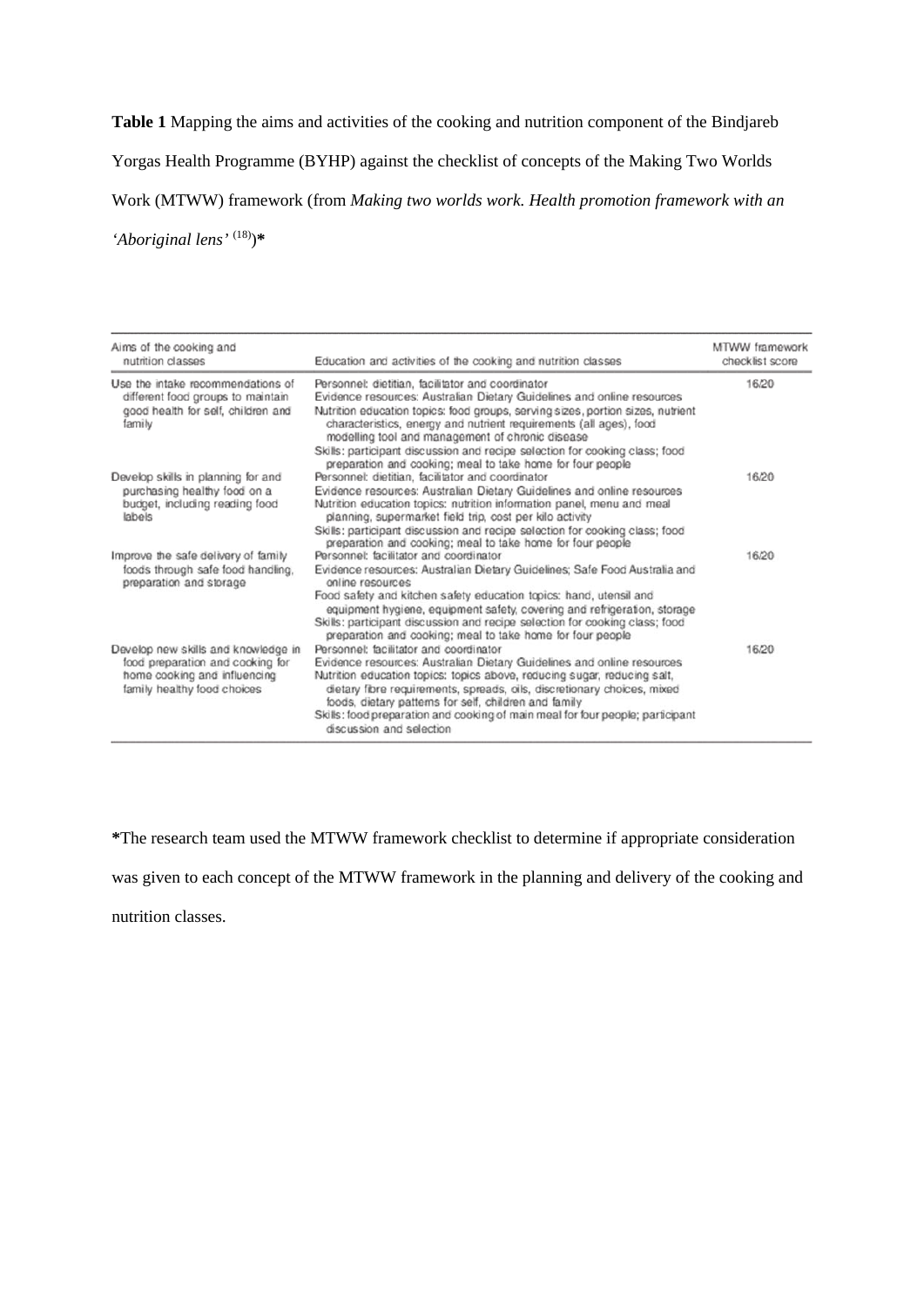**Table 1** Mapping the aims and activities of the cooking and nutrition component of the Bindjareb Yorgas Health Programme (BYHP) against the checklist of concepts of the Making Two Worlds Work (MTWW) framework (from *Making two worlds work. Health promotion framework with an 'Aboriginal lens'* [18])*

| Aims of the cooking and nutrition classes | Education and activities of the cooking and nutrition classes | MTWW framework checklist score |
|---|---|---|
| Use the intake recommendations of different food groups to maintain good health for self, children and family | Personnel: dietitian, facilitator and coordinator<br>Evidence resources: Australian Dietary Guidelines and online resources<br>Nutrition education topics: food groups, serving sizes, portion sizes, nutrient characteristics, energy and nutrient requirements (all ages), food modelling tool and management of chronic disease<br>Skills: participant discussion and recipe selection for cooking class; food preparation and cooking; meal to take home for four people | 16/20 |
| Develop skills in planning for and purchasing healthy food on a budget, including reading food labels | Personnel: dietitian, facilitator and coordinator<br>Evidence resources: Australian Dietary Guidelines and online resources<br>Nutrition education topics: nutrition information panel, menu and meal planning, supermarket field trip, cost per kilo activity<br>Skills: participant discussion and recipe selection for cooking class; food preparation and cooking; meal to take home for four people | 16/20 |
| Improve the safe delivery of family foods through safe food handling, preparation and storage | Personnel: facilitator and coordinator<br>Evidence resources: Australian Dietary Guidelines; Safe Food Australia and online resources<br>Food safety and kitchen safety education topics: hand, utensil and equipment hygiene, equipment safety, covering and refrigeration, storage<br>Skills: participant discussion and recipe selection for cooking class; food preparation and cooking; meal to take home for four people | 16/20 |
| Develop new skills and knowledge in food preparation and cooking for home cooking and influencing family healthy food choices | Personnel: facilitator and coordinator<br>Evidence resources: Australian Dietary Guidelines and online resources<br>Nutrition education topics: topics above, reducing sugar, reducing salt, dietary fibre requirements, spreads, oils, discretionary choices, mixed foods, dietary patterns for self, children and family<br>Skills: food preparation and cooking of main meal for four people; participant discussion and selection | 16/20 |

*The research team used the MTWW framework checklist to determine if appropriate consideration was given to each concept of the MTWW framework in the planning and delivery of the cooking and nutrition classes.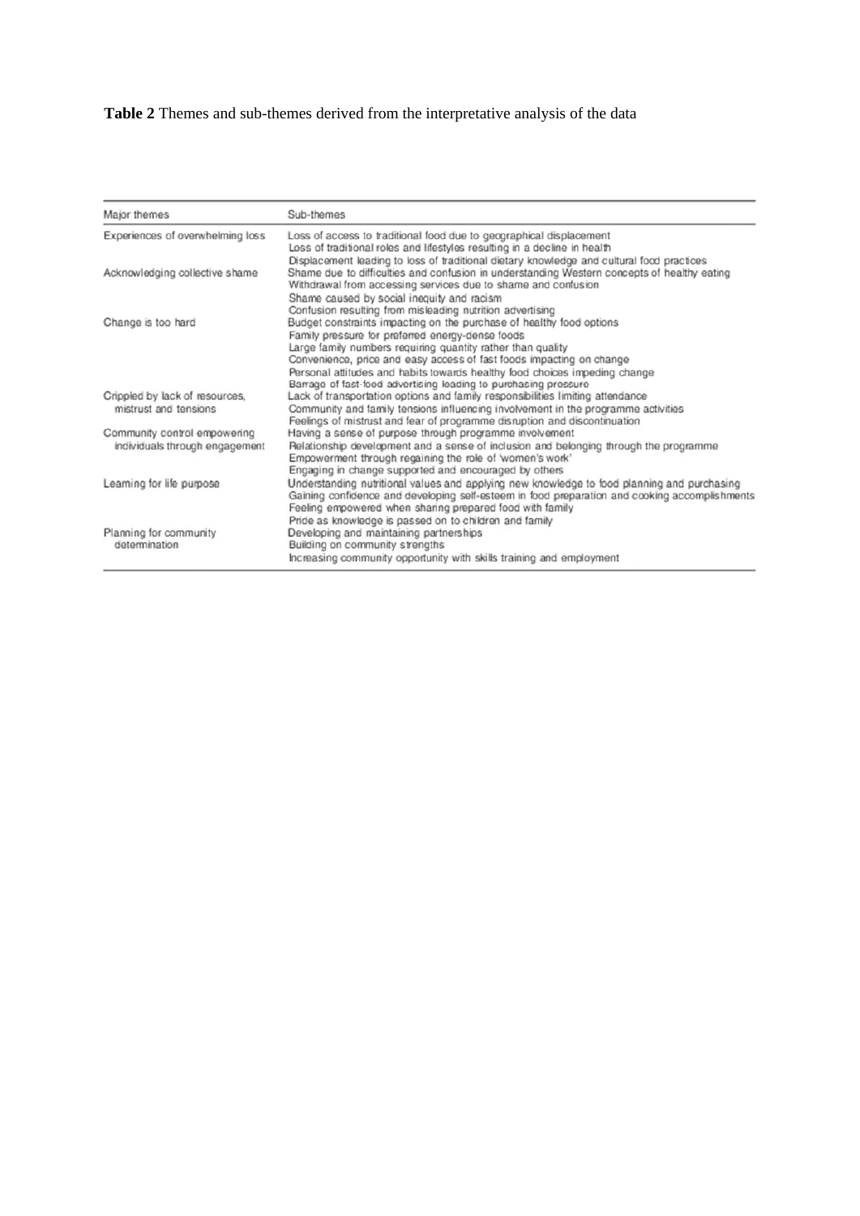**Table 2** Themes and sub-themes derived from the interpretative analysis of the data

| Major themes | Sub-themes |
|---|---|
| Experiences of overwhelming loss | Loss of access to traditional food due to geographical displacement |
| | Loss of traditional roles and lifestyles resulting in a decline in health |
| | Displacement leading to loss of traditional dietary knowledge and cultural food practices |
| Acknowledging collective shame | Shame due to difficulties and confusion in understanding Western concepts of healthy eating |
| | Withdrawal from accessing services due to shame and confusion |
| | Shame caused by social inequity and racism |
| | Confusion resulting from misleading nutrition advertising |
| Change is too hard | Budget constraints impacting on the purchase of healthy food options |
| | Family pressure for preferred energy-dense foods |
| | Large family numbers requiring quantity rather than quality |
| | Convenience, price and easy access of fast foods impacting on change |
| | Personal attitudes and habits towards healthy food choices impeding change |
| | Barrage of fast-food advertising leading to purchasing pressure |
| Crippled by lack of resources, mistrust and tensions | Lack of transportation options and family responsibilities limiting attendance |
| | Community and family tensions influencing involvement in the programme activities |
| | Feelings of mistrust and fear of programme disruption and discontinuation |
| Community control empowering individuals through engagement | Having a sense of purpose through programme involvement |
| | Relationship development and a sense of inclusion and belonging through the programme |
| | Empowerment through regaining the role of 'women's work' |
| | Engaging in change supported and encouraged by others |
| Learning for life purpose | Understanding nutritional values and applying new knowledge to food planning and purchasing |
| | Gaining confidence and developing self-esteem in food preparation and cooking accomplishments |
| | Feeling empowered when sharing prepared food with family |
| | Pride as knowledge is passed on to children and family |
| Planning for community determination | Developing and maintaining partnerships |
| | Building on community strengths |
| | Increasing community opportunity with skills training and employment |